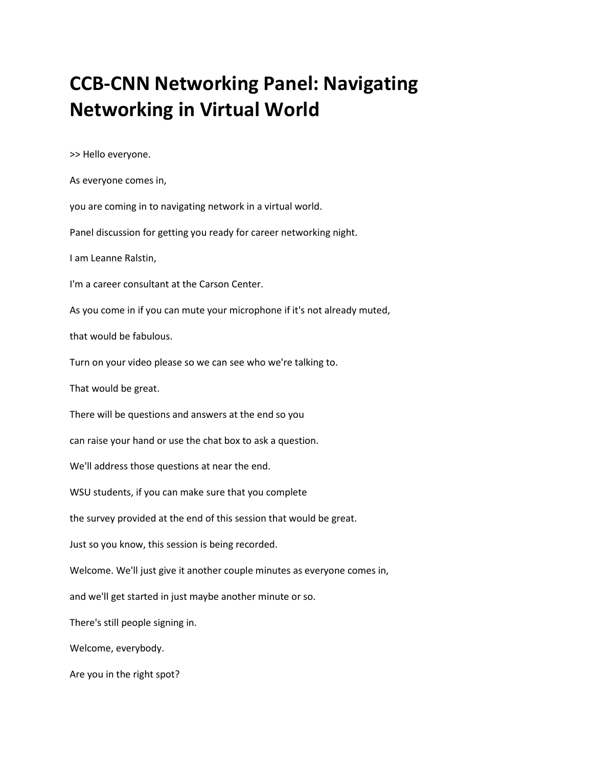# CCB-CNN Networking Panel: Navigating Networking in Virtual World

>> Hello everyone.

As everyone comes in,

you are coming in to navigating network in a virtual world.

Panel discussion for getting you ready for career networking night.

I am Leanne Ralstin,

I'm a career consultant at the Carson Center.

As you come in if you can mute your microphone if it's not already muted,

that would be fabulous.

Turn on your video please so we can see who we're talking to.

That would be great.

There will be questions and answers at the end so you

can raise your hand or use the chat box to ask a question.

We'll address those questions at near the end.

WSU students, if you can make sure that you complete

the survey provided at the end of this session that would be great.

Just so you know, this session is being recorded.

Welcome. We'll just give it another couple minutes as everyone comes in,

and we'll get started in just maybe another minute or so.

There's still people signing in.

Welcome, everybody.

Are you in the right spot?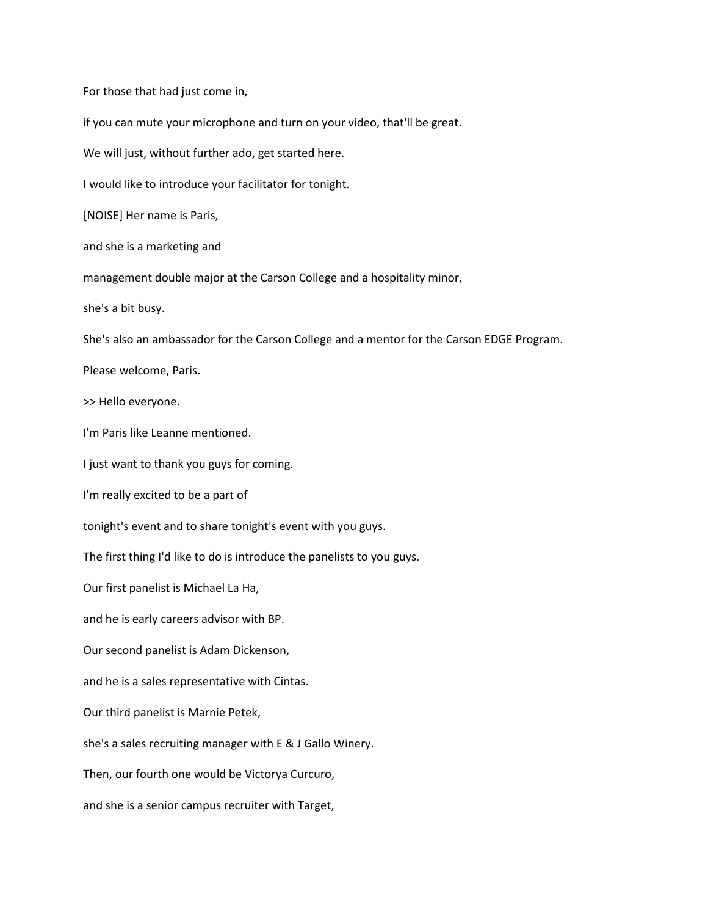For those that had just come in,

if you can mute your microphone and turn on your video, that'll be great.

We will just, without further ado, get started here.

I would like to introduce your facilitator for tonight.

[NOISE] Her name is Paris,

and she is a marketing and

management double major at the Carson College and a hospitality minor,

she's a bit busy.

She's also an ambassador for the Carson College and a mentor for the Carson EDGE Program.

Please welcome, Paris.

>> Hello everyone.

I'm Paris like Leanne mentioned.

I just want to thank you guys for coming.

I'm really excited to be a part of

tonight's event and to share tonight's event with you guys.

The first thing I'd like to do is introduce the panelists to you guys.

Our first panelist is Michael La Ha,

and he is early careers advisor with BP.

Our second panelist is Adam Dickenson,

and he is a sales representative with Cintas.

Our third panelist is Marnie Petek,

she's a sales recruiting manager with E & J Gallo Winery.

Then, our fourth one would be Victorya Curcuro,

and she is a senior campus recruiter with Target,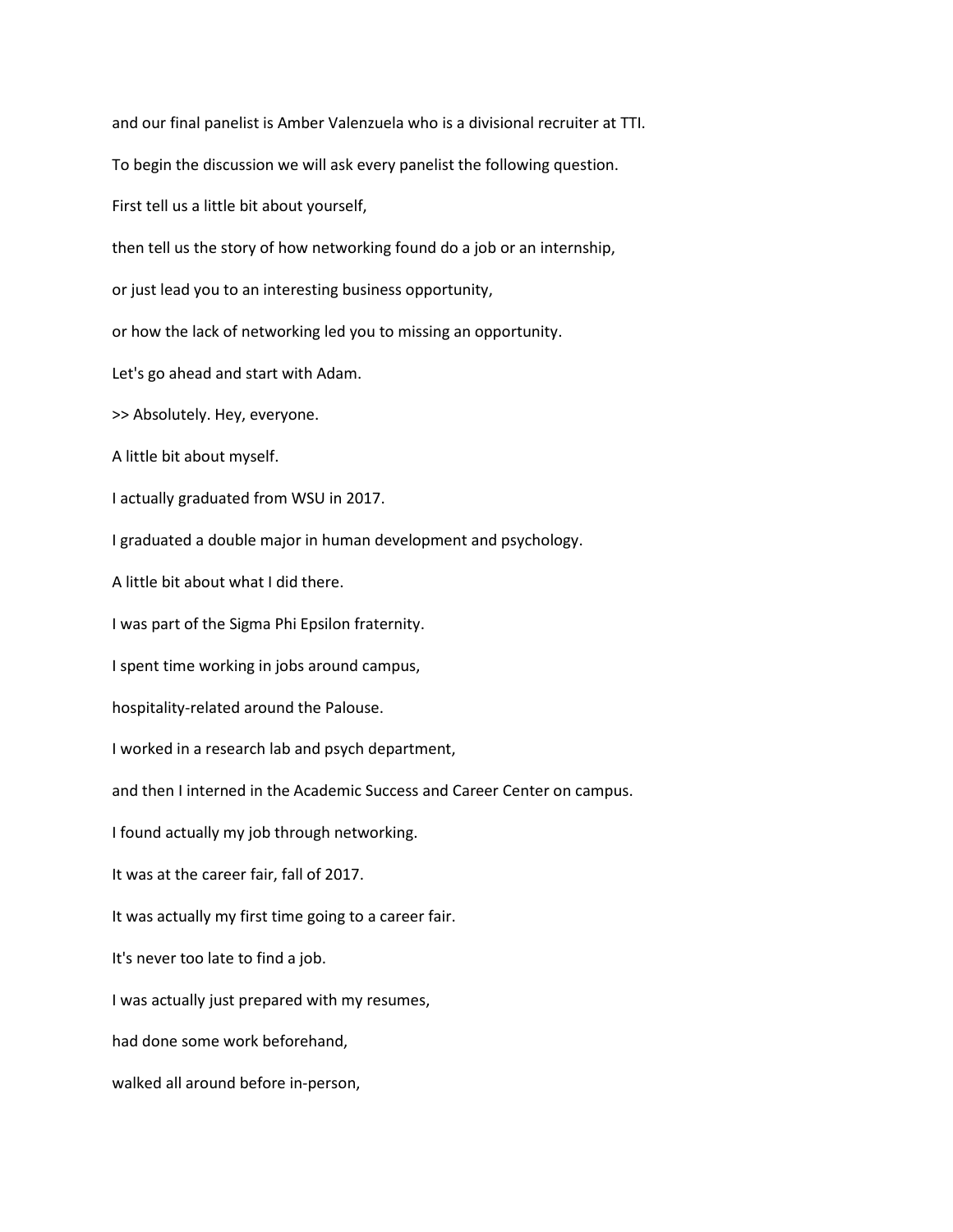and our final panelist is Amber Valenzuela who is a divisional recruiter at TTI.

To begin the discussion we will ask every panelist the following question.

First tell us a little bit about yourself,

then tell us the story of how networking found do a job or an internship,

or just lead you to an interesting business opportunity,

or how the lack of networking led you to missing an opportunity.

Let's go ahead and start with Adam.

>> Absolutely. Hey, everyone.

A little bit about myself.

I actually graduated from WSU in 2017.

I graduated a double major in human development and psychology.

A little bit about what I did there.

I was part of the Sigma Phi Epsilon fraternity.

I spent time working in jobs around campus,

hospitality-related around the Palouse.

I worked in a research lab and psych department,

and then I interned in the Academic Success and Career Center on campus.

I found actually my job through networking.

It was at the career fair, fall of 2017.

It was actually my first time going to a career fair.

It's never too late to find a job.

I was actually just prepared with my resumes,

had done some work beforehand,

walked all around before in-person,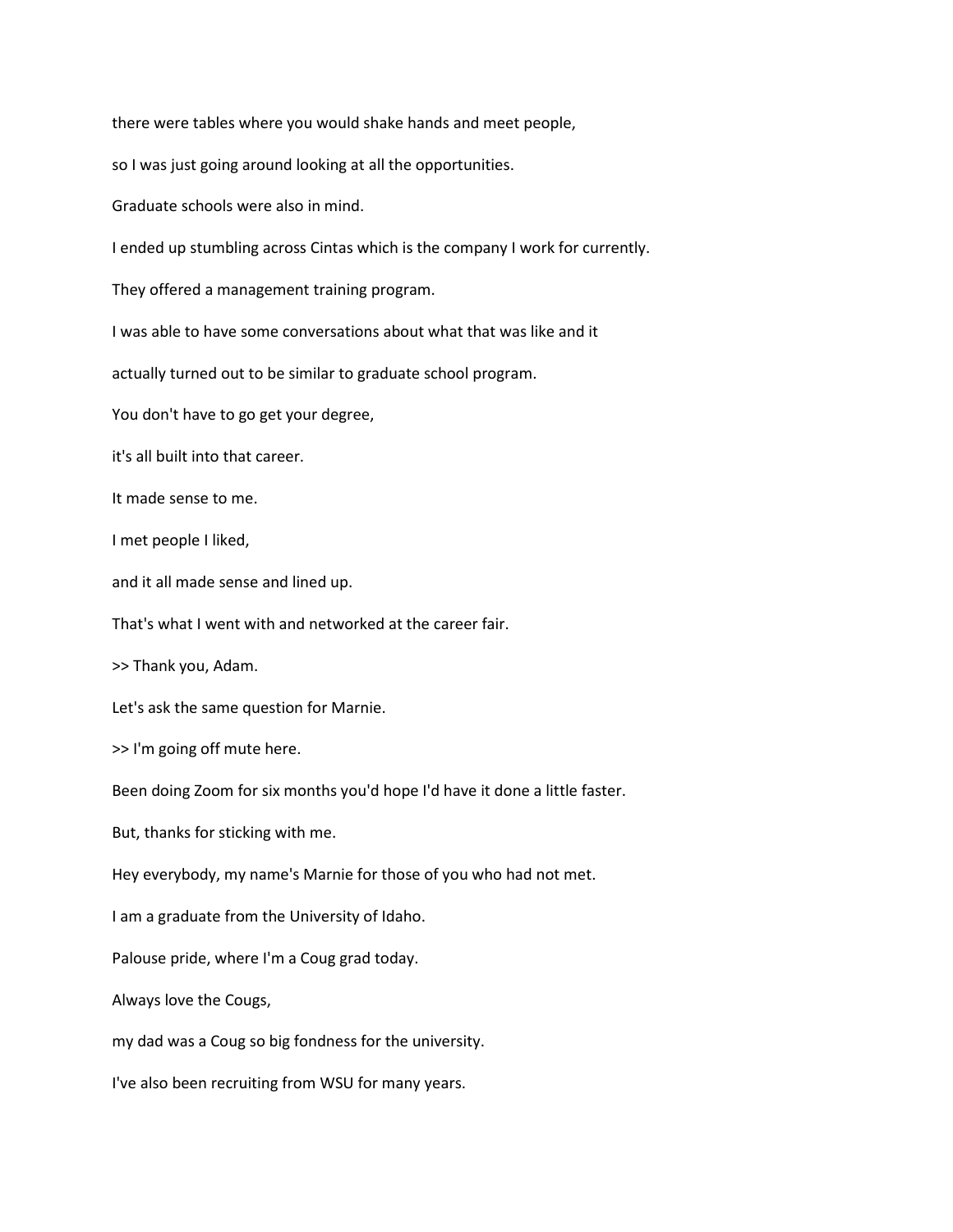there were tables where you would shake hands and meet people,

so I was just going around looking at all the opportunities.

Graduate schools were also in mind.

I ended up stumbling across Cintas which is the company I work for currently.

They offered a management training program.

I was able to have some conversations about what that was like and it

actually turned out to be similar to graduate school program.

You don't have to go get your degree,

it's all built into that career.

It made sense to me.

I met people I liked,

and it all made sense and lined up.

That's what I went with and networked at the career fair.

>> Thank you, Adam.

Let's ask the same question for Marnie.

>> I'm going off mute here.

Been doing Zoom for six months you'd hope I'd have it done a little faster.

But, thanks for sticking with me.

Hey everybody, my name's Marnie for those of you who had not met.

I am a graduate from the University of Idaho.

Palouse pride, where I'm a Coug grad today.

Always love the Cougs,

my dad was a Coug so big fondness for the university.

I've also been recruiting from WSU for many years.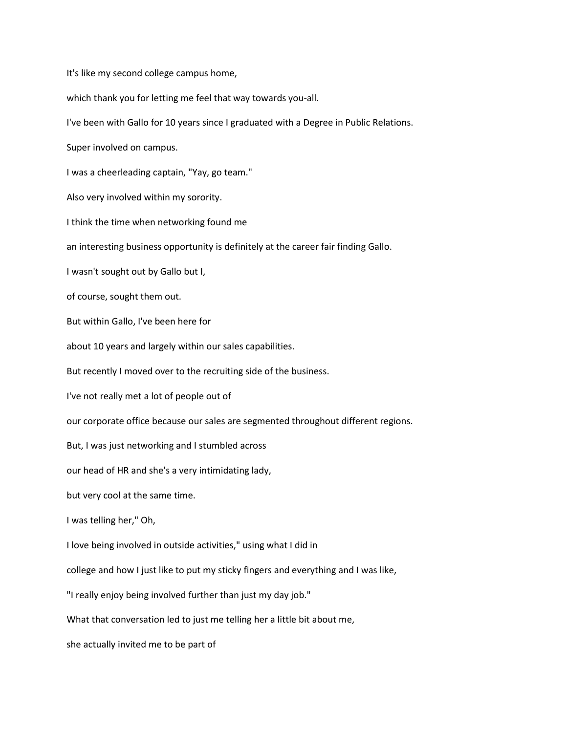It's like my second college campus home,

which thank you for letting me feel that way towards you-all.

I've been with Gallo for 10 years since I graduated with a Degree in Public Relations.

Super involved on campus.

I was a cheerleading captain, "Yay, go team."

Also very involved within my sorority.

I think the time when networking found me

an interesting business opportunity is definitely at the career fair finding Gallo.

I wasn't sought out by Gallo but I,

of course, sought them out.

But within Gallo, I've been here for

about 10 years and largely within our sales capabilities.

But recently I moved over to the recruiting side of the business.

I've not really met a lot of people out of

our corporate office because our sales are segmented throughout different regions.

But, I was just networking and I stumbled across

our head of HR and she's a very intimidating lady,

but very cool at the same time.

I was telling her," Oh,

I love being involved in outside activities," using what I did in

college and how I just like to put my sticky fingers and everything and I was like,

"I really enjoy being involved further than just my day job."

What that conversation led to just me telling her a little bit about me,

she actually invited me to be part of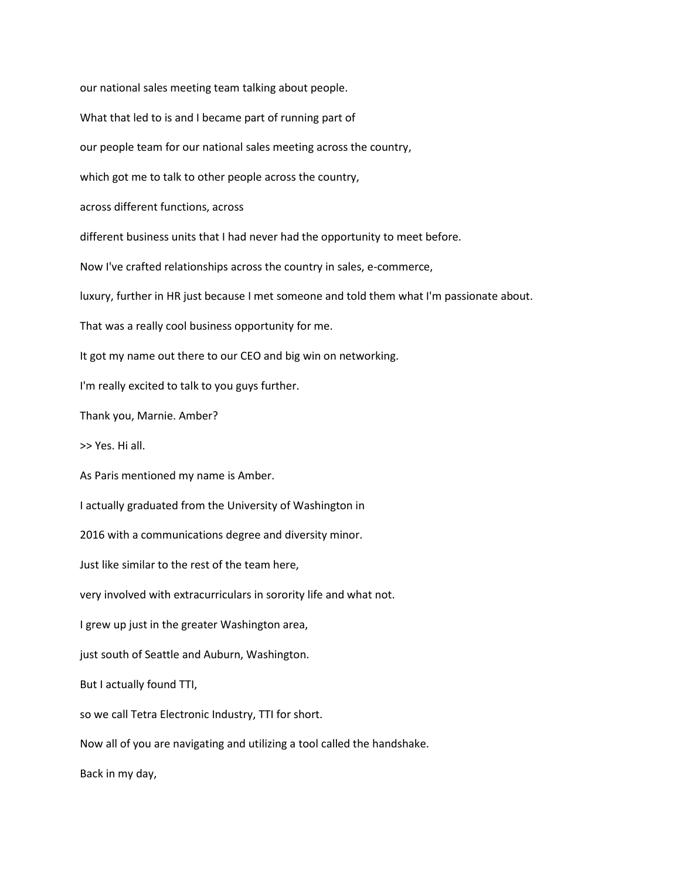our national sales meeting team talking about people.

What that led to is and I became part of running part of

our people team for our national sales meeting across the country,

which got me to talk to other people across the country,

across different functions, across

different business units that I had never had the opportunity to meet before.

Now I've crafted relationships across the country in sales, e-commerce,

luxury, further in HR just because I met someone and told them what I'm passionate about.

That was a really cool business opportunity for me.

It got my name out there to our CEO and big win on networking.

I'm really excited to talk to you guys further.

Thank you, Marnie. Amber?

>> Yes. Hi all.

As Paris mentioned my name is Amber.

I actually graduated from the University of Washington in

2016 with a communications degree and diversity minor.

Just like similar to the rest of the team here,

very involved with extracurriculars in sorority life and what not.

I grew up just in the greater Washington area,

just south of Seattle and Auburn, Washington.

But I actually found TTI,

so we call Tetra Electronic Industry, TTI for short.

Now all of you are navigating and utilizing a tool called the handshake.

Back in my day,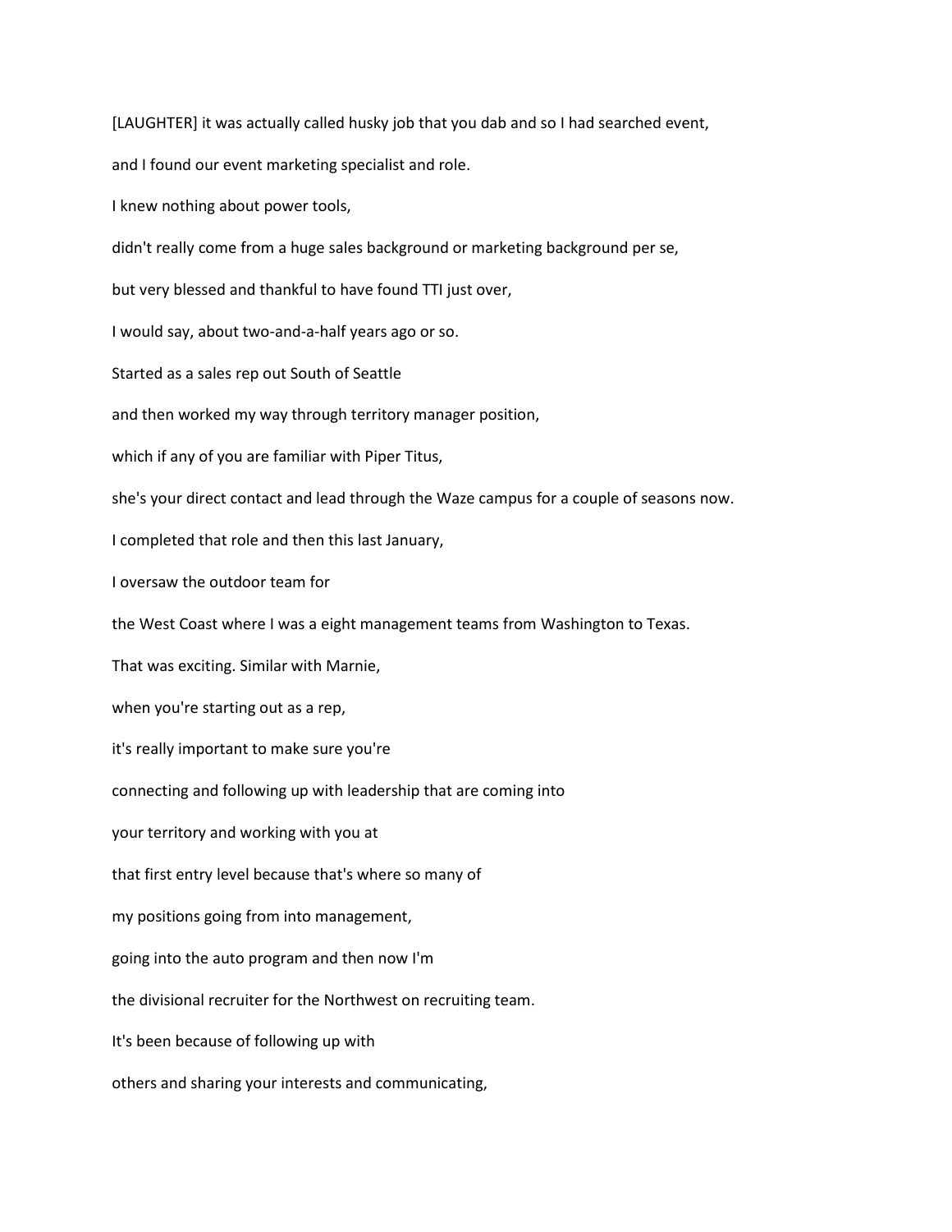[LAUGHTER] it was actually called husky job that you dab and so I had searched event,

and I found our event marketing specialist and role.

I knew nothing about power tools,

didn't really come from a huge sales background or marketing background per se,

but very blessed and thankful to have found TTI just over,

I would say, about two-and-a-half years ago or so.

Started as a sales rep out South of Seattle

and then worked my way through territory manager position,

which if any of you are familiar with Piper Titus,

she's your direct contact and lead through the Waze campus for a couple of seasons now.

I completed that role and then this last January,

I oversaw the outdoor team for

the West Coast where I was a eight management teams from Washington to Texas.

That was exciting. Similar with Marnie,

when you're starting out as a rep,

it's really important to make sure you're

connecting and following up with leadership that are coming into

your territory and working with you at

that first entry level because that's where so many of

my positions going from into management,

going into the auto program and then now I'm

the divisional recruiter for the Northwest on recruiting team.

It's been because of following up with

others and sharing your interests and communicating,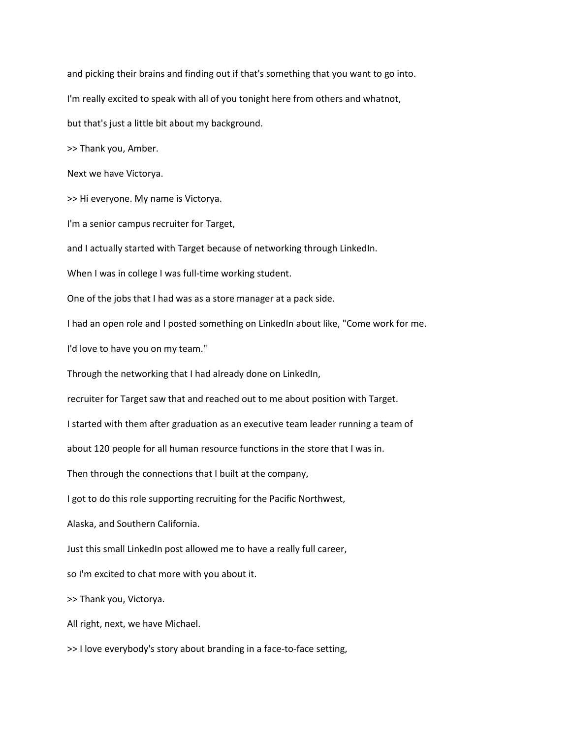and picking their brains and finding out if that's something that you want to go into.

I'm really excited to speak with all of you tonight here from others and whatnot,

but that's just a little bit about my background.

>> Thank you, Amber.

Next we have Victorya.

>> Hi everyone. My name is Victorya.

I'm a senior campus recruiter for Target,

and I actually started with Target because of networking through LinkedIn.

When I was in college I was full-time working student.

One of the jobs that I had was as a store manager at a pack side.

I had an open role and I posted something on LinkedIn about like, "Come work for me.

I'd love to have you on my team."

Through the networking that I had already done on LinkedIn,

recruiter for Target saw that and reached out to me about position with Target.

I started with them after graduation as an executive team leader running a team of

about 120 people for all human resource functions in the store that I was in.

Then through the connections that I built at the company,

I got to do this role supporting recruiting for the Pacific Northwest,

Alaska, and Southern California.

Just this small LinkedIn post allowed me to have a really full career,

so I'm excited to chat more with you about it.

>> Thank you, Victorya.

All right, next, we have Michael.

>> I love everybody's story about branding in a face-to-face setting,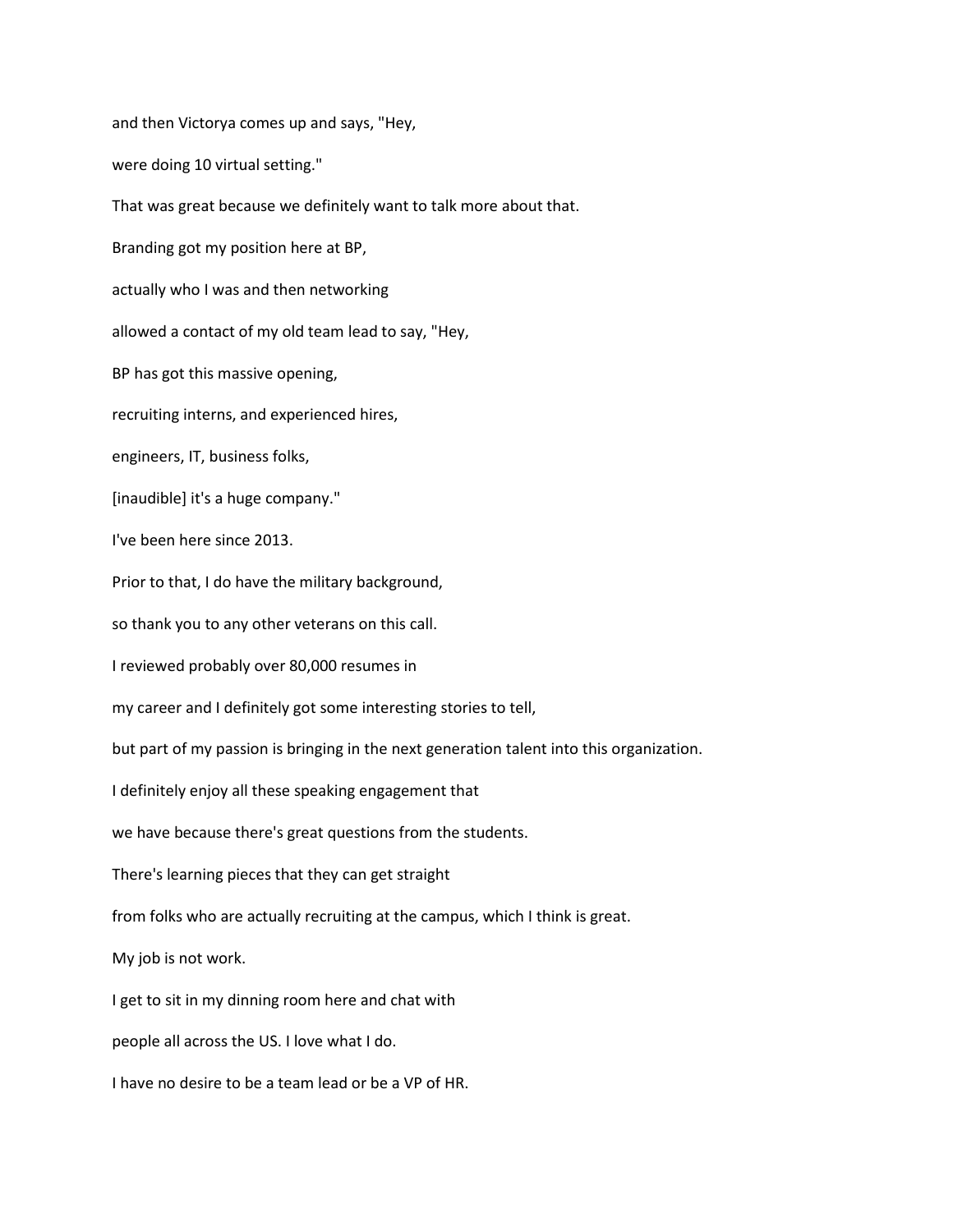and then Victorya comes up and says, "Hey,

were doing 10 virtual setting."

That was great because we definitely want to talk more about that.

Branding got my position here at BP,

actually who I was and then networking

allowed a contact of my old team lead to say, "Hey,

BP has got this massive opening,

recruiting interns, and experienced hires,

engineers, IT, business folks,

[inaudible] it's a huge company."

I've been here since 2013.

Prior to that, I do have the military background,

so thank you to any other veterans on this call.

I reviewed probably over 80,000 resumes in

my career and I definitely got some interesting stories to tell,

but part of my passion is bringing in the next generation talent into this organization.

I definitely enjoy all these speaking engagement that

we have because there's great questions from the students.

There's learning pieces that they can get straight

from folks who are actually recruiting at the campus, which I think is great.

My job is not work.

I get to sit in my dinning room here and chat with

people all across the US. I love what I do.

I have no desire to be a team lead or be a VP of HR.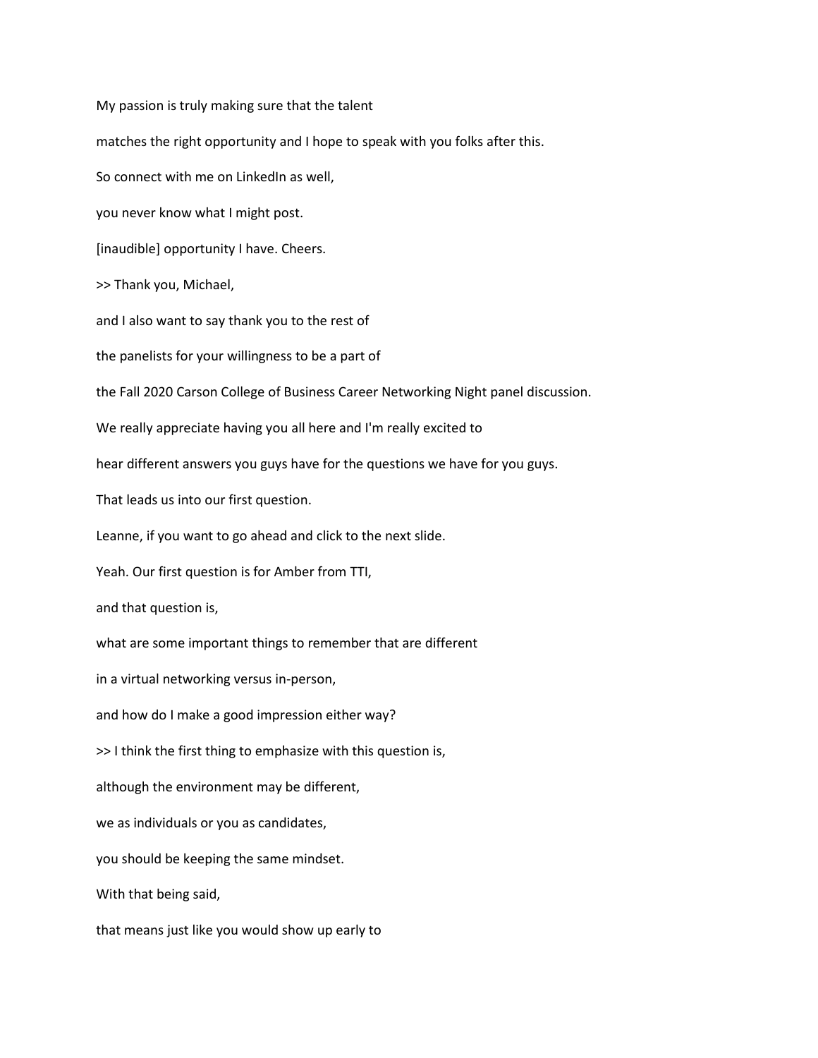My passion is truly making sure that the talent

matches the right opportunity and I hope to speak with you folks after this.

So connect with me on LinkedIn as well,

you never know what I might post.

[inaudible] opportunity I have. Cheers.

>> Thank you, Michael,

and I also want to say thank you to the rest of

the panelists for your willingness to be a part of

the Fall 2020 Carson College of Business Career Networking Night panel discussion.

We really appreciate having you all here and I'm really excited to

hear different answers you guys have for the questions we have for you guys.

That leads us into our first question.

Leanne, if you want to go ahead and click to the next slide.

Yeah. Our first question is for Amber from TTI,

and that question is,

what are some important things to remember that are different

in a virtual networking versus in-person,

and how do I make a good impression either way?

>> I think the first thing to emphasize with this question is,

although the environment may be different,

we as individuals or you as candidates,

you should be keeping the same mindset.

With that being said,

that means just like you would show up early to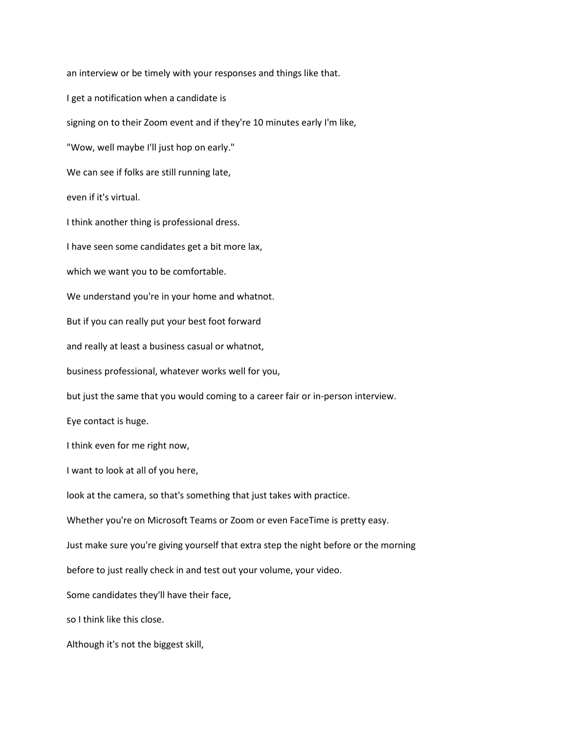an interview or be timely with your responses and things like that.

I get a notification when a candidate is

signing on to their Zoom event and if they're 10 minutes early I'm like,

"Wow, well maybe I'll just hop on early."

We can see if folks are still running late,

even if it's virtual.

I think another thing is professional dress.

I have seen some candidates get a bit more lax,

which we want you to be comfortable.

We understand you're in your home and whatnot.

But if you can really put your best foot forward

and really at least a business casual or whatnot,

business professional, whatever works well for you,

but just the same that you would coming to a career fair or in-person interview.

Eye contact is huge.

I think even for me right now,

I want to look at all of you here,

look at the camera, so that's something that just takes with practice.

Whether you're on Microsoft Teams or Zoom or even FaceTime is pretty easy.

Just make sure you're giving yourself that extra step the night before or the morning

before to just really check in and test out your volume, your video.

Some candidates they'll have their face,

so I think like this close.

Although it's not the biggest skill,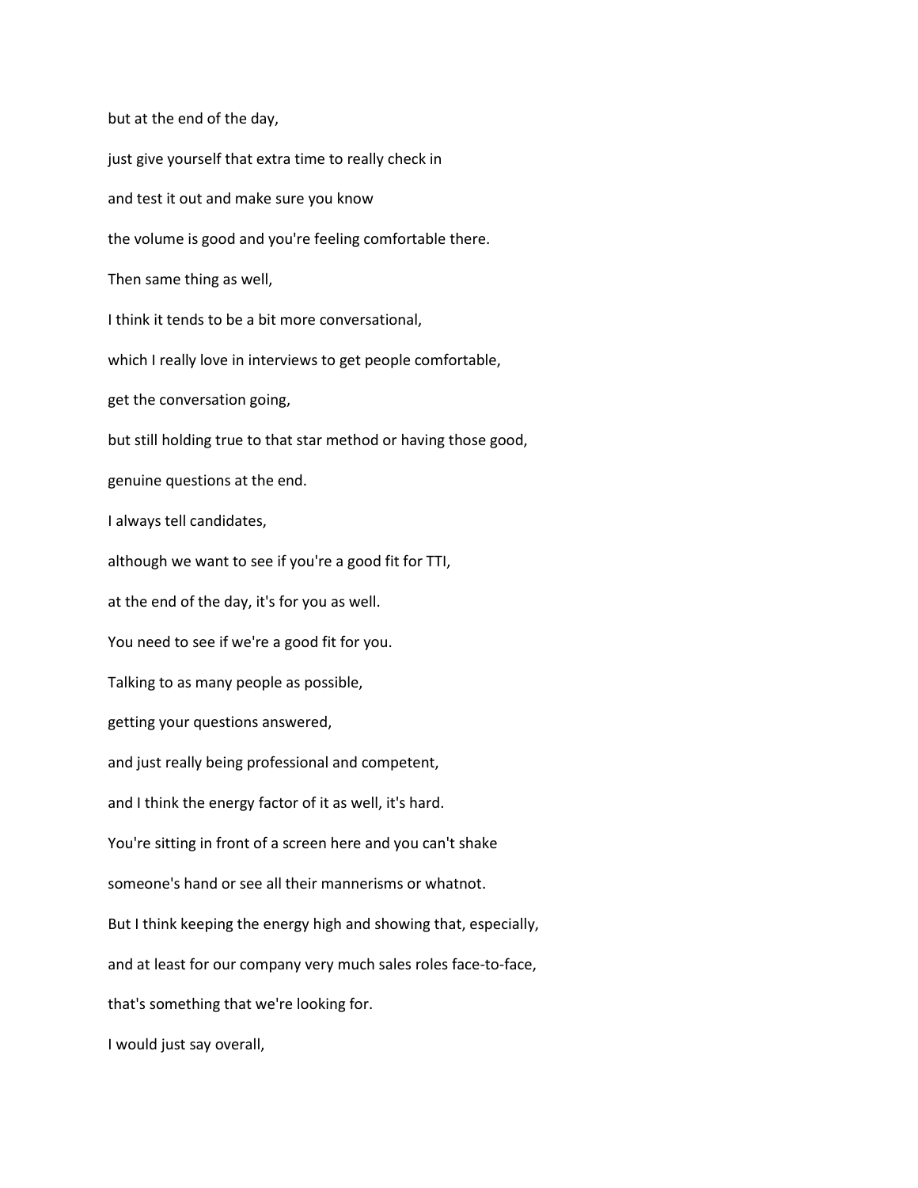but at the end of the day,

just give yourself that extra time to really check in

and test it out and make sure you know

the volume is good and you're feeling comfortable there.

Then same thing as well,

I think it tends to be a bit more conversational,

which I really love in interviews to get people comfortable,

get the conversation going,

but still holding true to that star method or having those good,

genuine questions at the end.

I always tell candidates,

although we want to see if you're a good fit for TTI,

at the end of the day, it's for you as well.

You need to see if we're a good fit for you.

Talking to as many people as possible,

getting your questions answered,

and just really being professional and competent,

and I think the energy factor of it as well, it's hard.

You're sitting in front of a screen here and you can't shake

someone's hand or see all their mannerisms or whatnot.

But I think keeping the energy high and showing that, especially,

and at least for our company very much sales roles face-to-face,

that's something that we're looking for.

I would just say overall,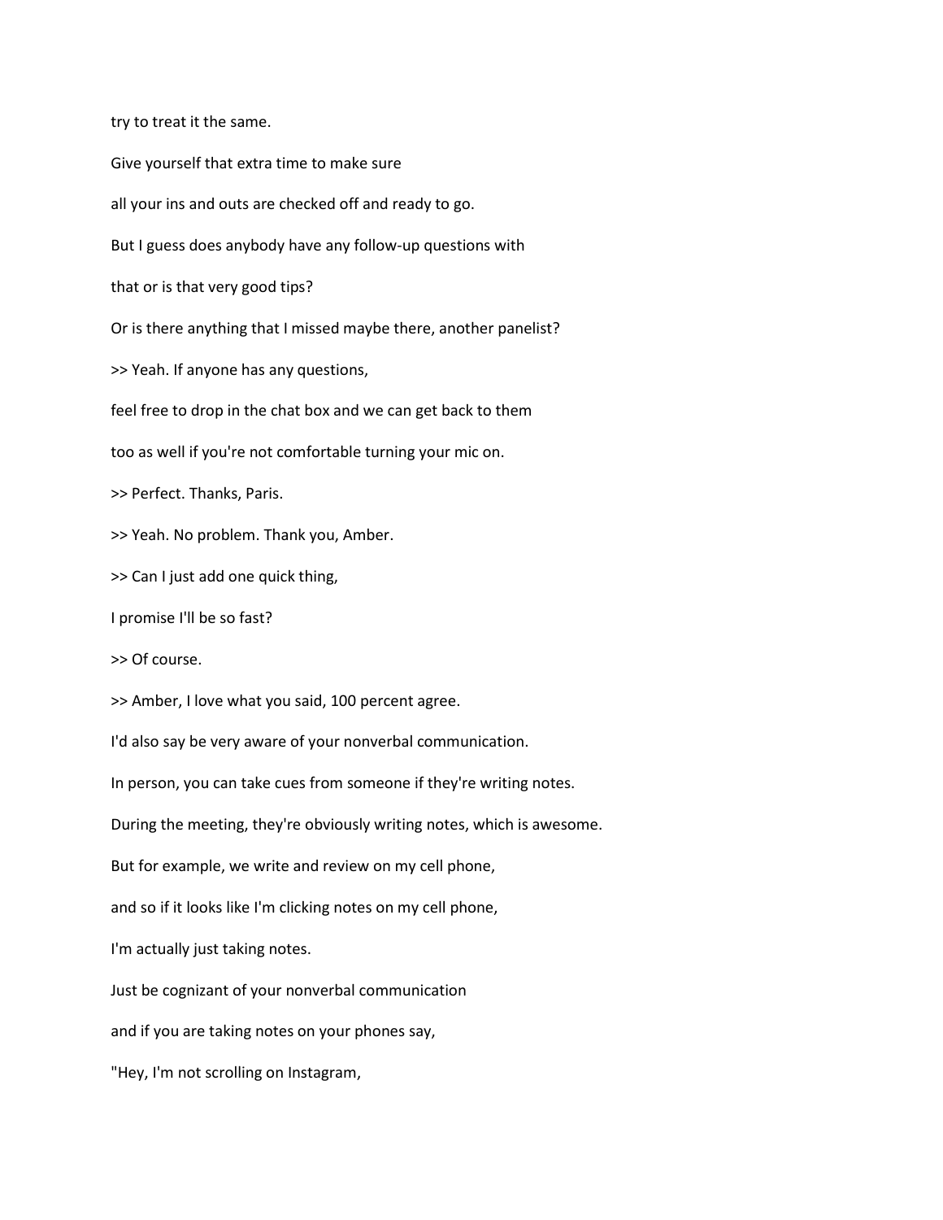try to treat it the same.

Give yourself that extra time to make sure

all your ins and outs are checked off and ready to go.

But I guess does anybody have any follow-up questions with

that or is that very good tips?

Or is there anything that I missed maybe there, another panelist?

>> Yeah. If anyone has any questions,

feel free to drop in the chat box and we can get back to them

too as well if you're not comfortable turning your mic on.

>> Perfect. Thanks, Paris.

>> Yeah. No problem. Thank you, Amber.

>> Can I just add one quick thing,

I promise I'll be so fast?

>> Of course.

>> Amber, I love what you said, 100 percent agree.

I'd also say be very aware of your nonverbal communication.

In person, you can take cues from someone if they're writing notes.

During the meeting, they're obviously writing notes, which is awesome.

But for example, we write and review on my cell phone,

and so if it looks like I'm clicking notes on my cell phone,

I'm actually just taking notes.

Just be cognizant of your nonverbal communication

and if you are taking notes on your phones say,

"Hey, I'm not scrolling on Instagram,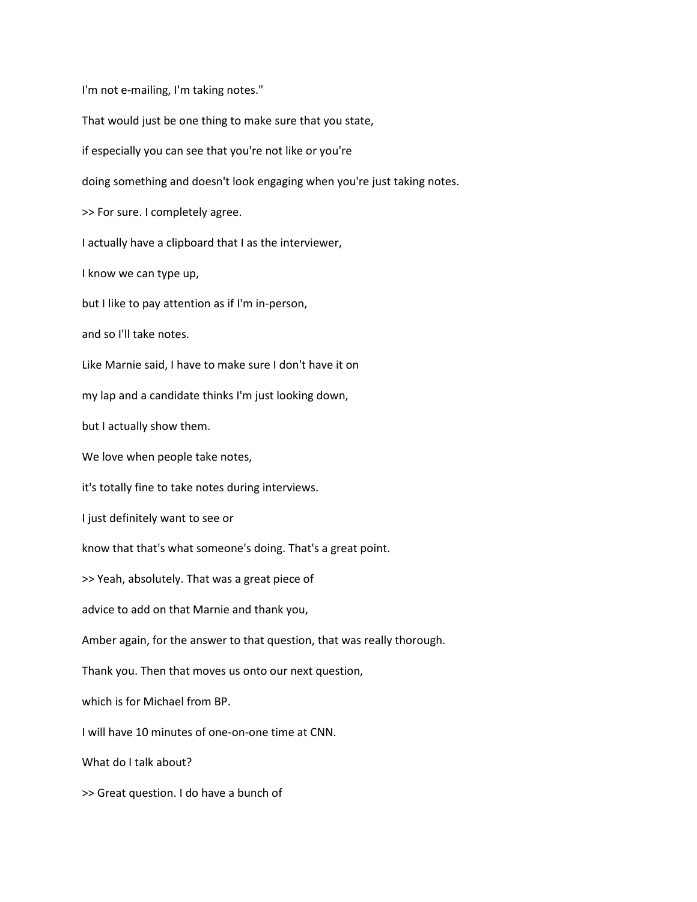I'm not e-mailing, I'm taking notes."

That would just be one thing to make sure that you state,

if especially you can see that you're not like or you're

doing something and doesn't look engaging when you're just taking notes.

>> For sure. I completely agree.

I actually have a clipboard that I as the interviewer,

I know we can type up,

but I like to pay attention as if I'm in-person,

and so I'll take notes.

Like Marnie said, I have to make sure I don't have it on

my lap and a candidate thinks I'm just looking down,

but I actually show them.

We love when people take notes,

it's totally fine to take notes during interviews.

I just definitely want to see or

know that that's what someone's doing. That's a great point.

>> Yeah, absolutely. That was a great piece of

advice to add on that Marnie and thank you,

Amber again, for the answer to that question, that was really thorough.

Thank you. Then that moves us onto our next question,

which is for Michael from BP.

I will have 10 minutes of one-on-one time at CNN.

What do I talk about?

>> Great question. I do have a bunch of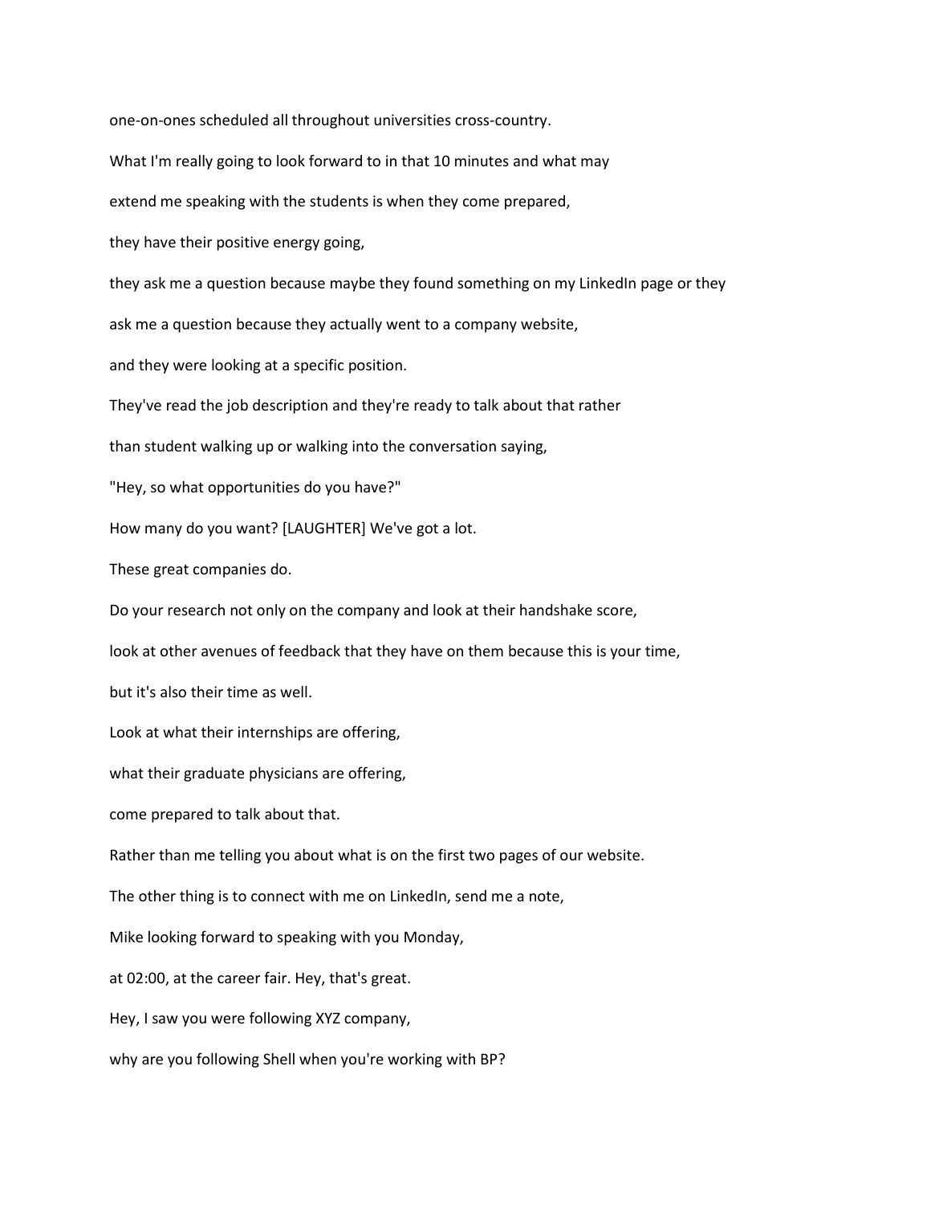one-on-ones scheduled all throughout universities cross-country.

What I'm really going to look forward to in that 10 minutes and what may

extend me speaking with the students is when they come prepared,

they have their positive energy going,

they ask me a question because maybe they found something on my LinkedIn page or they

ask me a question because they actually went to a company website,

and they were looking at a specific position.

They've read the job description and they're ready to talk about that rather

than student walking up or walking into the conversation saying,

"Hey, so what opportunities do you have?"

How many do you want? [LAUGHTER] We've got a lot.

These great companies do.

Do your research not only on the company and look at their handshake score,

look at other avenues of feedback that they have on them because this is your time,

but it's also their time as well.

Look at what their internships are offering,

what their graduate physicians are offering,

come prepared to talk about that.

Rather than me telling you about what is on the first two pages of our website.

The other thing is to connect with me on LinkedIn, send me a note,

Mike looking forward to speaking with you Monday,

at 02:00, at the career fair. Hey, that's great.

Hey, I saw you were following XYZ company,

why are you following Shell when you're working with BP?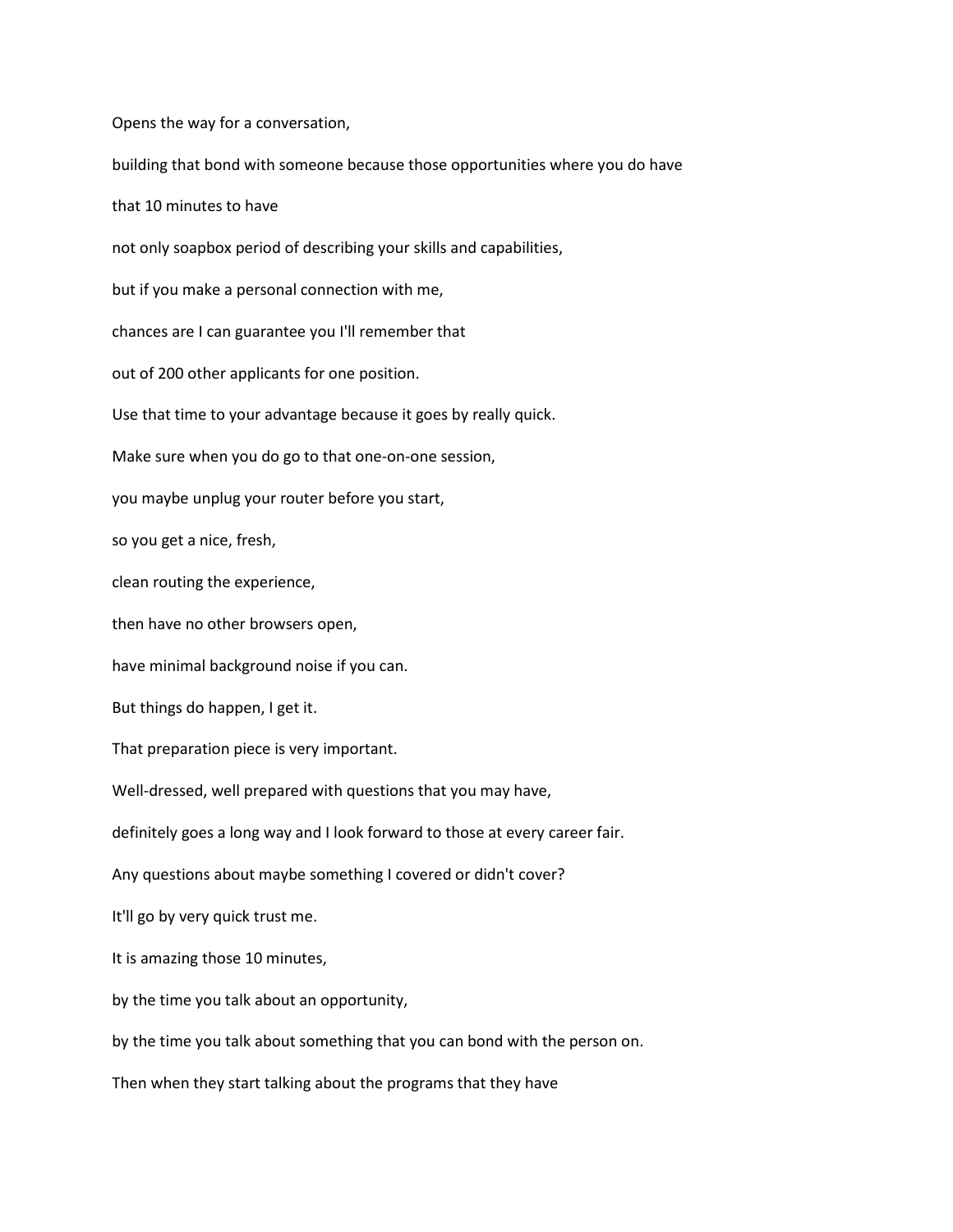Opens the way for a conversation,

building that bond with someone because those opportunities where you do have

that 10 minutes to have

not only soapbox period of describing your skills and capabilities,

but if you make a personal connection with me,

chances are I can guarantee you I'll remember that

out of 200 other applicants for one position.

Use that time to your advantage because it goes by really quick.

Make sure when you do go to that one-on-one session,

you maybe unplug your router before you start,

so you get a nice, fresh,

clean routing the experience,

then have no other browsers open,

have minimal background noise if you can.

But things do happen, I get it.

That preparation piece is very important.

Well-dressed, well prepared with questions that you may have,

definitely goes a long way and I look forward to those at every career fair.

Any questions about maybe something I covered or didn't cover?

It'll go by very quick trust me.

It is amazing those 10 minutes,

by the time you talk about an opportunity,

by the time you talk about something that you can bond with the person on.

Then when they start talking about the programs that they have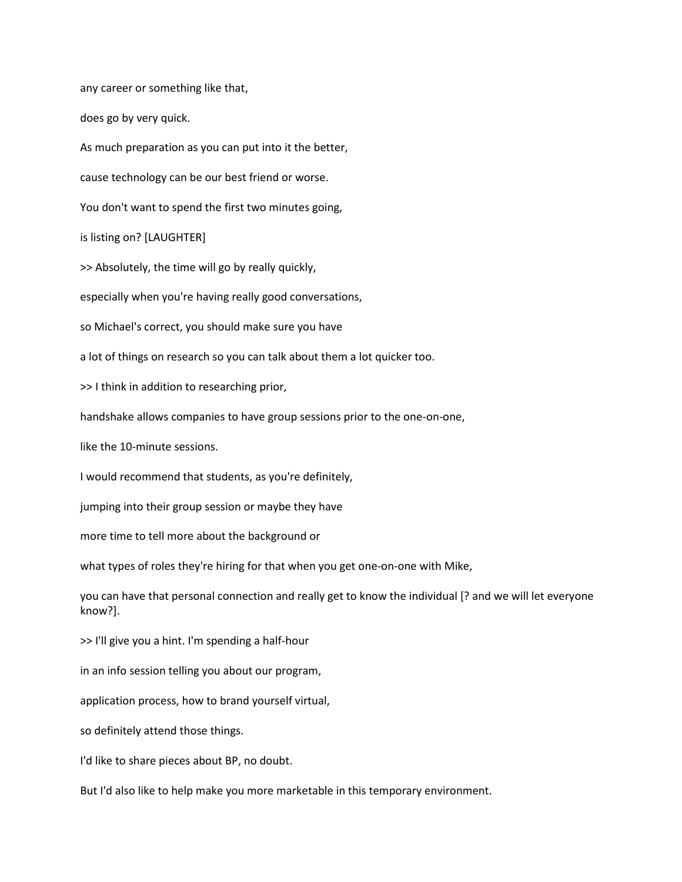any career or something like that,

does go by very quick.

As much preparation as you can put into it the better,

cause technology can be our best friend or worse.

You don't want to spend the first two minutes going,

is listing on? [LAUGHTER]

>> Absolutely, the time will go by really quickly,

especially when you're having really good conversations,

so Michael's correct, you should make sure you have

a lot of things on research so you can talk about them a lot quicker too.

>> I think in addition to researching prior,

handshake allows companies to have group sessions prior to the one-on-one,

like the 10-minute sessions.

I would recommend that students, as you're definitely,

jumping into their group session or maybe they have

more time to tell more about the background or

what types of roles they're hiring for that when you get one-on-one with Mike,

you can have that personal connection and really get to know the individual [? and we will let everyone know?].

>> I'll give you a hint. I'm spending a half-hour

in an info session telling you about our program,

application process, how to brand yourself virtual,

so definitely attend those things.

I'd like to share pieces about BP, no doubt.

But I'd also like to help make you more marketable in this temporary environment.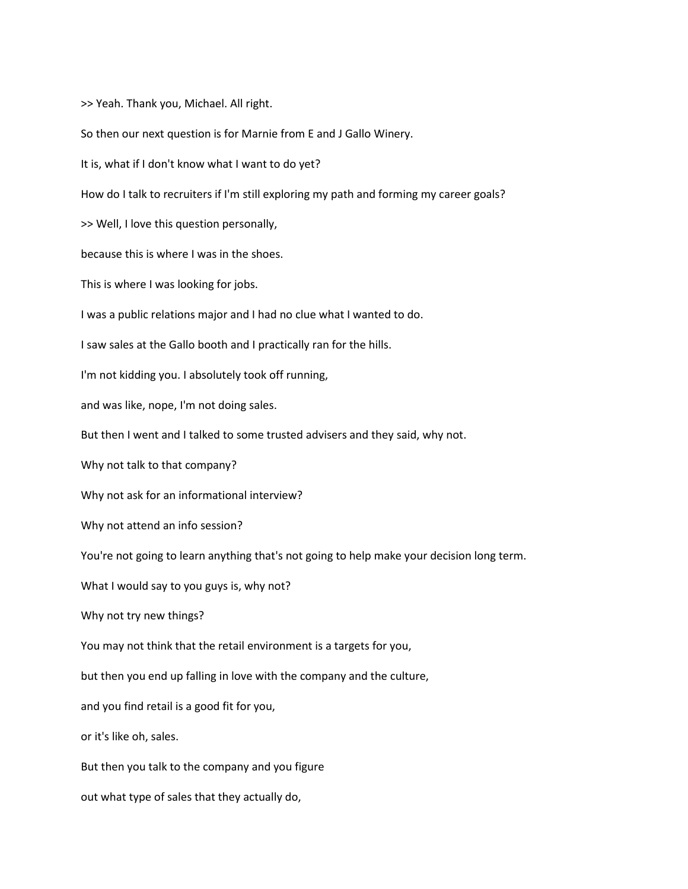>> Yeah. Thank you, Michael. All right.

So then our next question is for Marnie from E and J Gallo Winery.

It is, what if I don't know what I want to do yet?

How do I talk to recruiters if I'm still exploring my path and forming my career goals?

>> Well, I love this question personally,

because this is where I was in the shoes.

This is where I was looking for jobs.

I was a public relations major and I had no clue what I wanted to do.

I saw sales at the Gallo booth and I practically ran for the hills.

I'm not kidding you. I absolutely took off running,

and was like, nope, I'm not doing sales.

But then I went and I talked to some trusted advisers and they said, why not.

Why not talk to that company?

Why not ask for an informational interview?

Why not attend an info session?

You're not going to learn anything that's not going to help make your decision long term.

What I would say to you guys is, why not?

Why not try new things?

You may not think that the retail environment is a targets for you,

but then you end up falling in love with the company and the culture,

and you find retail is a good fit for you,

or it's like oh, sales.

But then you talk to the company and you figure

out what type of sales that they actually do,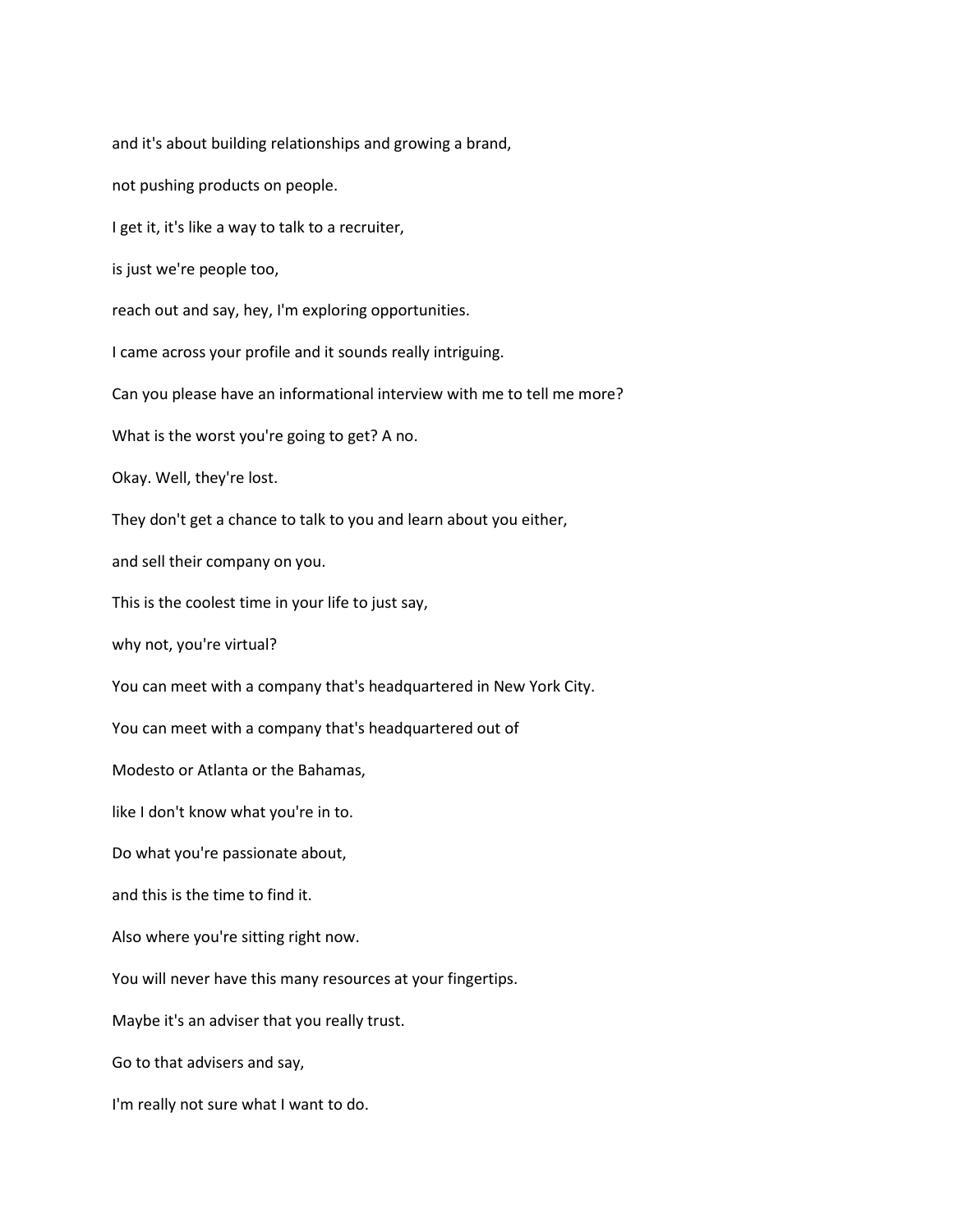and it's about building relationships and growing a brand,

not pushing products on people.

I get it, it's like a way to talk to a recruiter,

is just we're people too,

reach out and say, hey, I'm exploring opportunities.

I came across your profile and it sounds really intriguing.

Can you please have an informational interview with me to tell me more?

What is the worst you're going to get? A no.

Okay. Well, they're lost.

They don't get a chance to talk to you and learn about you either,

and sell their company on you.

This is the coolest time in your life to just say,

why not, you're virtual?

You can meet with a company that's headquartered in New York City.

You can meet with a company that's headquartered out of

Modesto or Atlanta or the Bahamas,

like I don't know what you're in to.

Do what you're passionate about,

and this is the time to find it.

Also where you're sitting right now.

You will never have this many resources at your fingertips.

Maybe it's an adviser that you really trust.

Go to that advisers and say,

I'm really not sure what I want to do.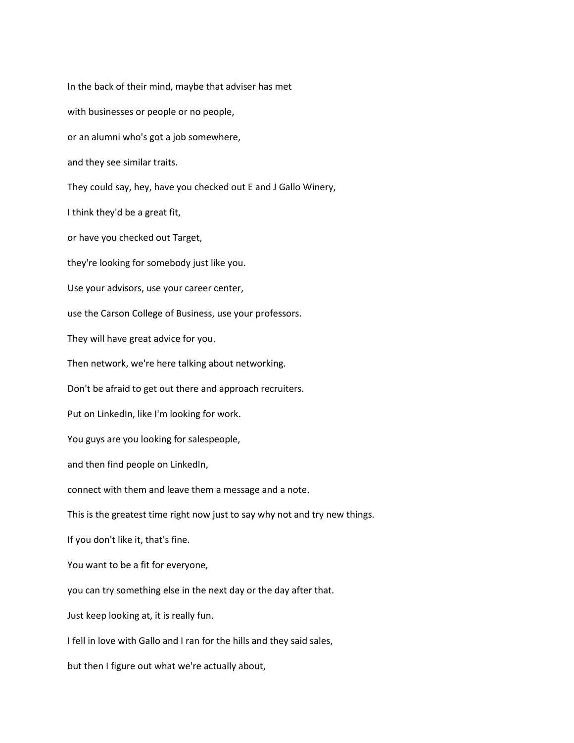In the back of their mind, maybe that adviser has met

with businesses or people or no people,

or an alumni who's got a job somewhere,

and they see similar traits.

They could say, hey, have you checked out E and J Gallo Winery,

I think they'd be a great fit,

or have you checked out Target,

they're looking for somebody just like you.

Use your advisors, use your career center,

use the Carson College of Business, use your professors.

They will have great advice for you.

Then network, we're here talking about networking.

Don't be afraid to get out there and approach recruiters.

Put on LinkedIn, like I'm looking for work.

You guys are you looking for salespeople,

and then find people on LinkedIn,

connect with them and leave them a message and a note.

This is the greatest time right now just to say why not and try new things.

If you don't like it, that's fine.

You want to be a fit for everyone,

you can try something else in the next day or the day after that.

Just keep looking at, it is really fun.

I fell in love with Gallo and I ran for the hills and they said sales,

but then I figure out what we're actually about,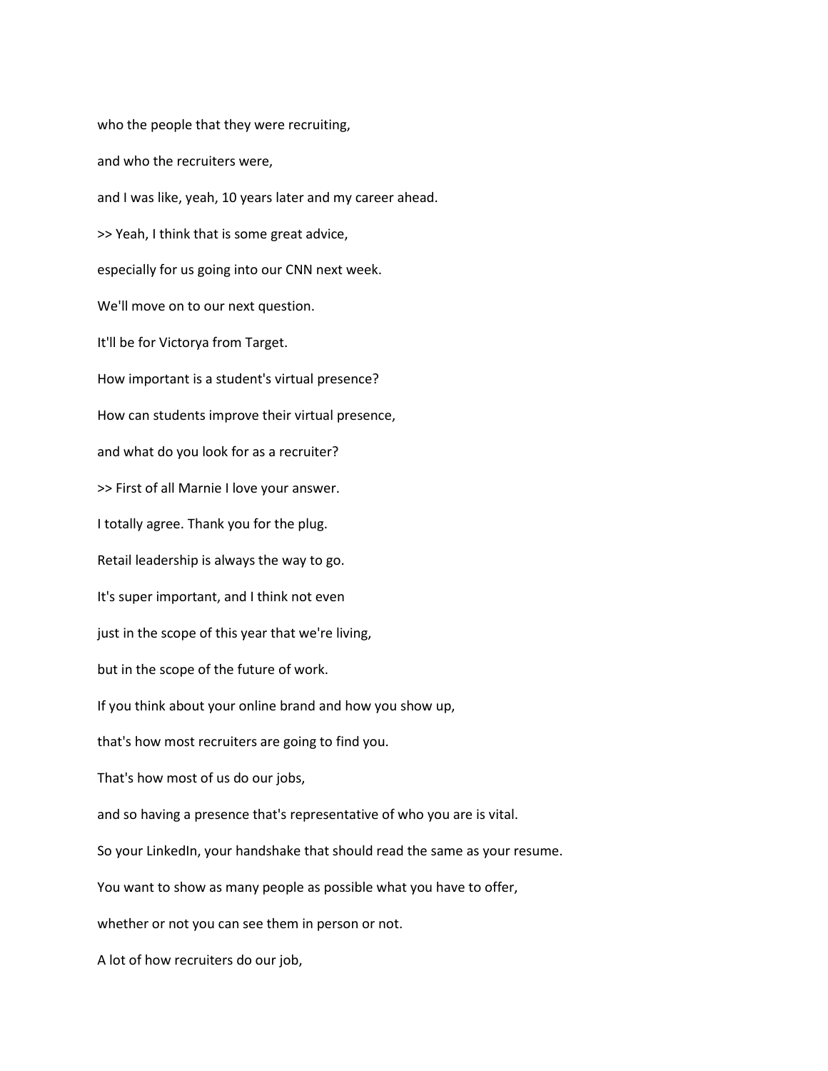who the people that they were recruiting,

and who the recruiters were,

and I was like, yeah, 10 years later and my career ahead.

>> Yeah, I think that is some great advice,

especially for us going into our CNN next week.

We'll move on to our next question.

It'll be for Victorya from Target.

How important is a student's virtual presence?

How can students improve their virtual presence,

and what do you look for as a recruiter?

>> First of all Marnie I love your answer.

I totally agree. Thank you for the plug.

Retail leadership is always the way to go.

It's super important, and I think not even

just in the scope of this year that we're living,

but in the scope of the future of work.

If you think about your online brand and how you show up,

that's how most recruiters are going to find you.

That's how most of us do our jobs,

and so having a presence that's representative of who you are is vital.

So your LinkedIn, your handshake that should read the same as your resume.

You want to show as many people as possible what you have to offer,

whether or not you can see them in person or not.

A lot of how recruiters do our job,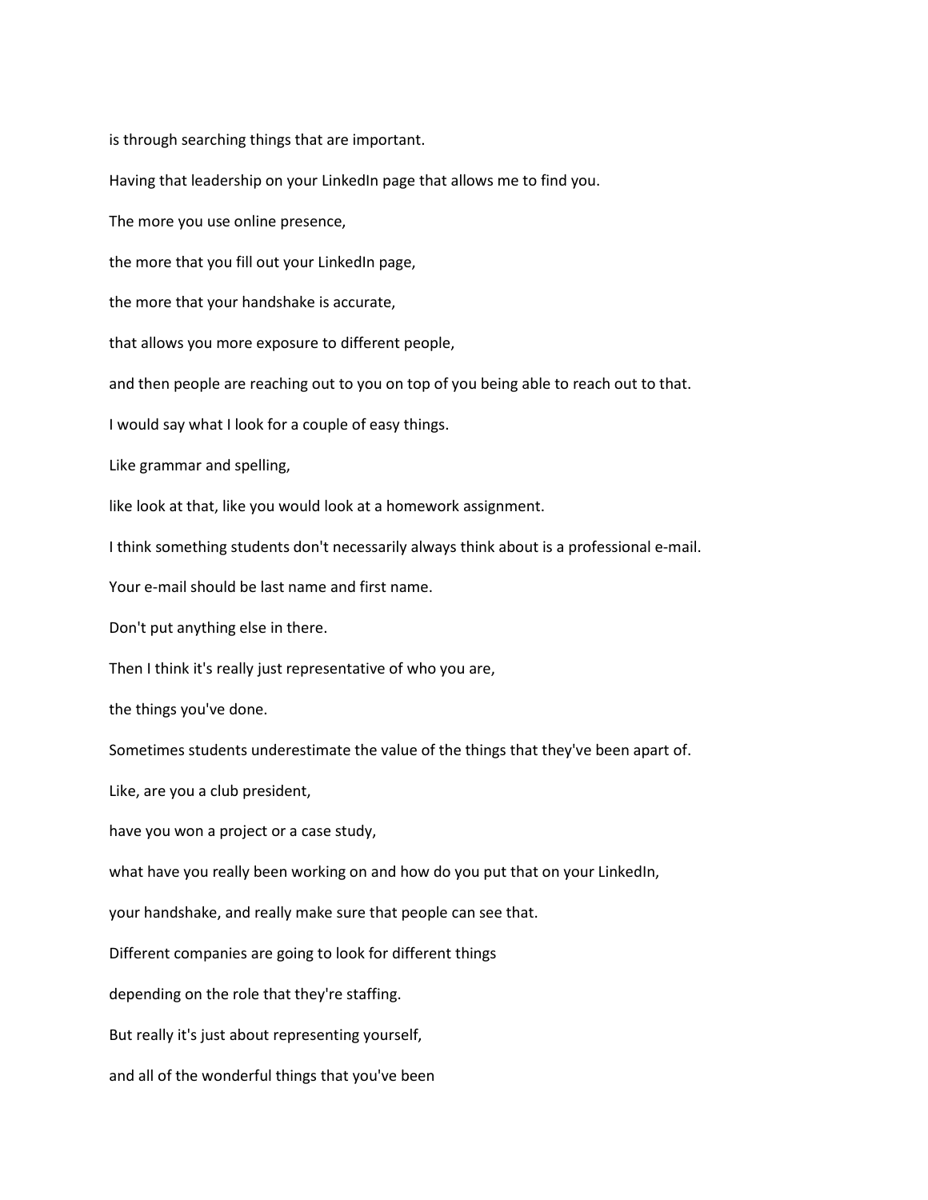is through searching things that are important.

Having that leadership on your LinkedIn page that allows me to find you.

The more you use online presence,

the more that you fill out your LinkedIn page,

the more that your handshake is accurate,

that allows you more exposure to different people,

and then people are reaching out to you on top of you being able to reach out to that.

I would say what I look for a couple of easy things.

Like grammar and spelling,

like look at that, like you would look at a homework assignment.

I think something students don't necessarily always think about is a professional e-mail.

Your e-mail should be last name and first name.

Don't put anything else in there.

Then I think it's really just representative of who you are,

the things you've done.

Sometimes students underestimate the value of the things that they've been apart of.

Like, are you a club president,

have you won a project or a case study,

what have you really been working on and how do you put that on your LinkedIn,

your handshake, and really make sure that people can see that.

Different companies are going to look for different things

depending on the role that they're staffing.

But really it's just about representing yourself,

and all of the wonderful things that you've been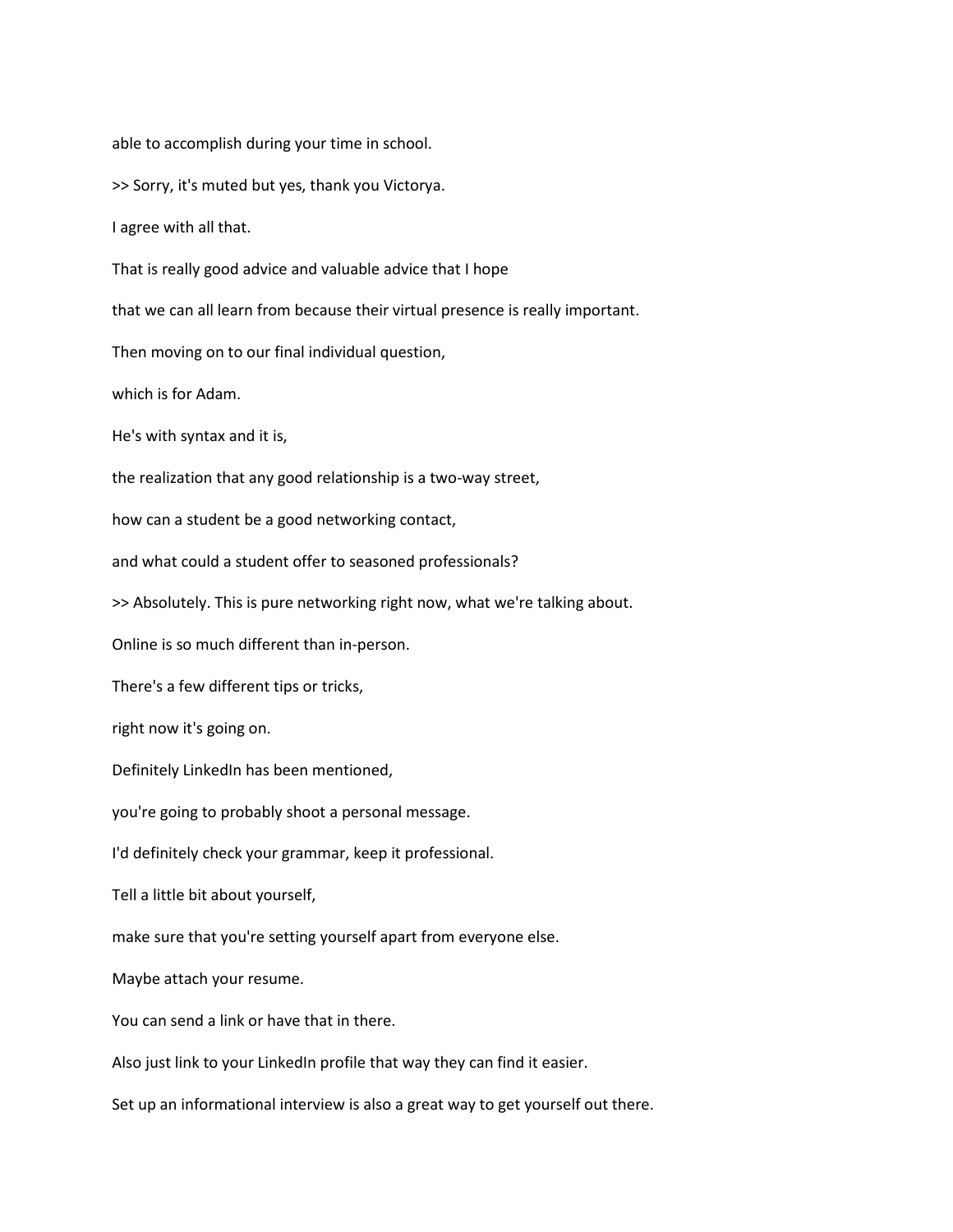able to accomplish during your time in school.

>> Sorry, it's muted but yes, thank you Victorya.

I agree with all that.

That is really good advice and valuable advice that I hope

that we can all learn from because their virtual presence is really important.

Then moving on to our final individual question,

which is for Adam.

He's with syntax and it is,

the realization that any good relationship is a two-way street,

how can a student be a good networking contact,

and what could a student offer to seasoned professionals?

>> Absolutely. This is pure networking right now, what we're talking about.

Online is so much different than in-person.

There's a few different tips or tricks,

right now it's going on.

Definitely LinkedIn has been mentioned,

you're going to probably shoot a personal message.

I'd definitely check your grammar, keep it professional.

Tell a little bit about yourself,

make sure that you're setting yourself apart from everyone else.

Maybe attach your resume.

You can send a link or have that in there.

Also just link to your LinkedIn profile that way they can find it easier.

Set up an informational interview is also a great way to get yourself out there.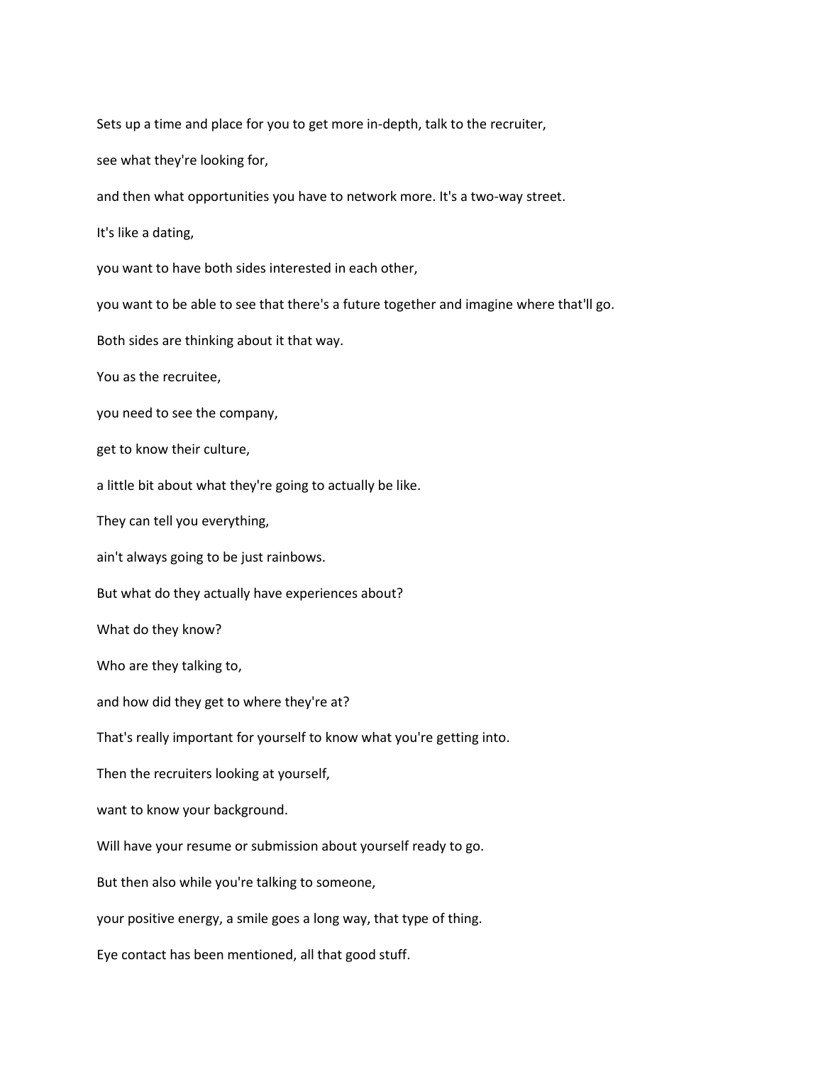Sets up a time and place for you to get more in-depth, talk to the recruiter,

see what they're looking for,

and then what opportunities you have to network more. It's a two-way street.

It's like a dating,

you want to have both sides interested in each other,

you want to be able to see that there's a future together and imagine where that'll go.

Both sides are thinking about it that way.

You as the recruitee,

you need to see the company,

get to know their culture,

a little bit about what they're going to actually be like.

They can tell you everything,

ain't always going to be just rainbows.

But what do they actually have experiences about?

What do they know?

Who are they talking to,

and how did they get to where they're at?

That's really important for yourself to know what you're getting into.

Then the recruiters looking at yourself,

want to know your background.

Will have your resume or submission about yourself ready to go.

But then also while you're talking to someone,

your positive energy, a smile goes a long way, that type of thing.

Eye contact has been mentioned, all that good stuff.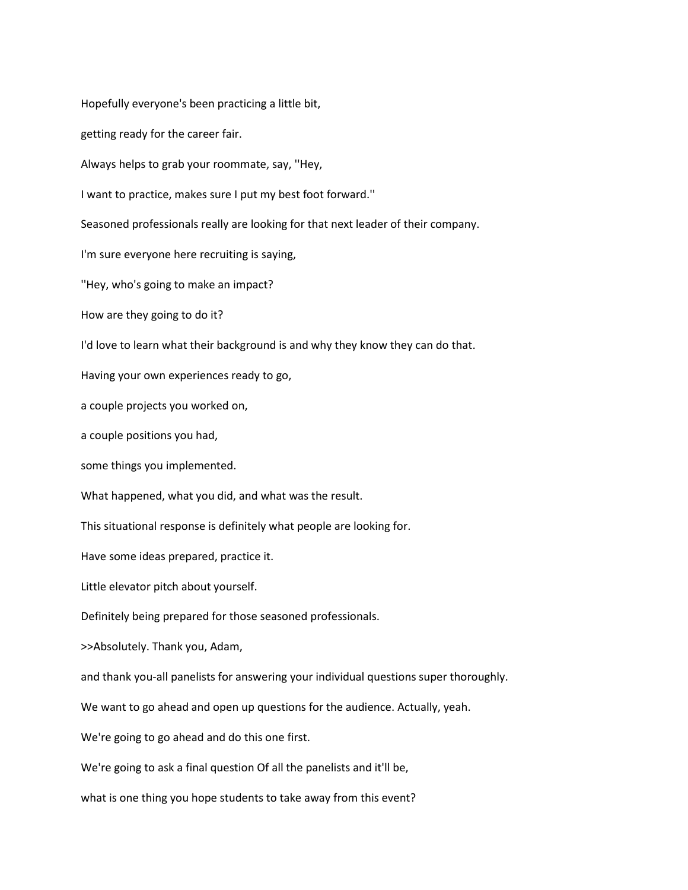Hopefully everyone's been practicing a little bit,

getting ready for the career fair.

Always helps to grab your roommate, say, ''Hey,

I want to practice, makes sure I put my best foot forward.''

Seasoned professionals really are looking for that next leader of their company.

I'm sure everyone here recruiting is saying,

''Hey, who's going to make an impact?

How are they going to do it?

I'd love to learn what their background is and why they know they can do that.

Having your own experiences ready to go,

a couple projects you worked on,

a couple positions you had,

some things you implemented.

What happened, what you did, and what was the result.

This situational response is definitely what people are looking for.

Have some ideas prepared, practice it.

Little elevator pitch about yourself.

Definitely being prepared for those seasoned professionals.

>>Absolutely. Thank you, Adam,

and thank you-all panelists for answering your individual questions super thoroughly.

We want to go ahead and open up questions for the audience. Actually, yeah.

We're going to go ahead and do this one first.

We're going to ask a final question Of all the panelists and it'll be,

what is one thing you hope students to take away from this event?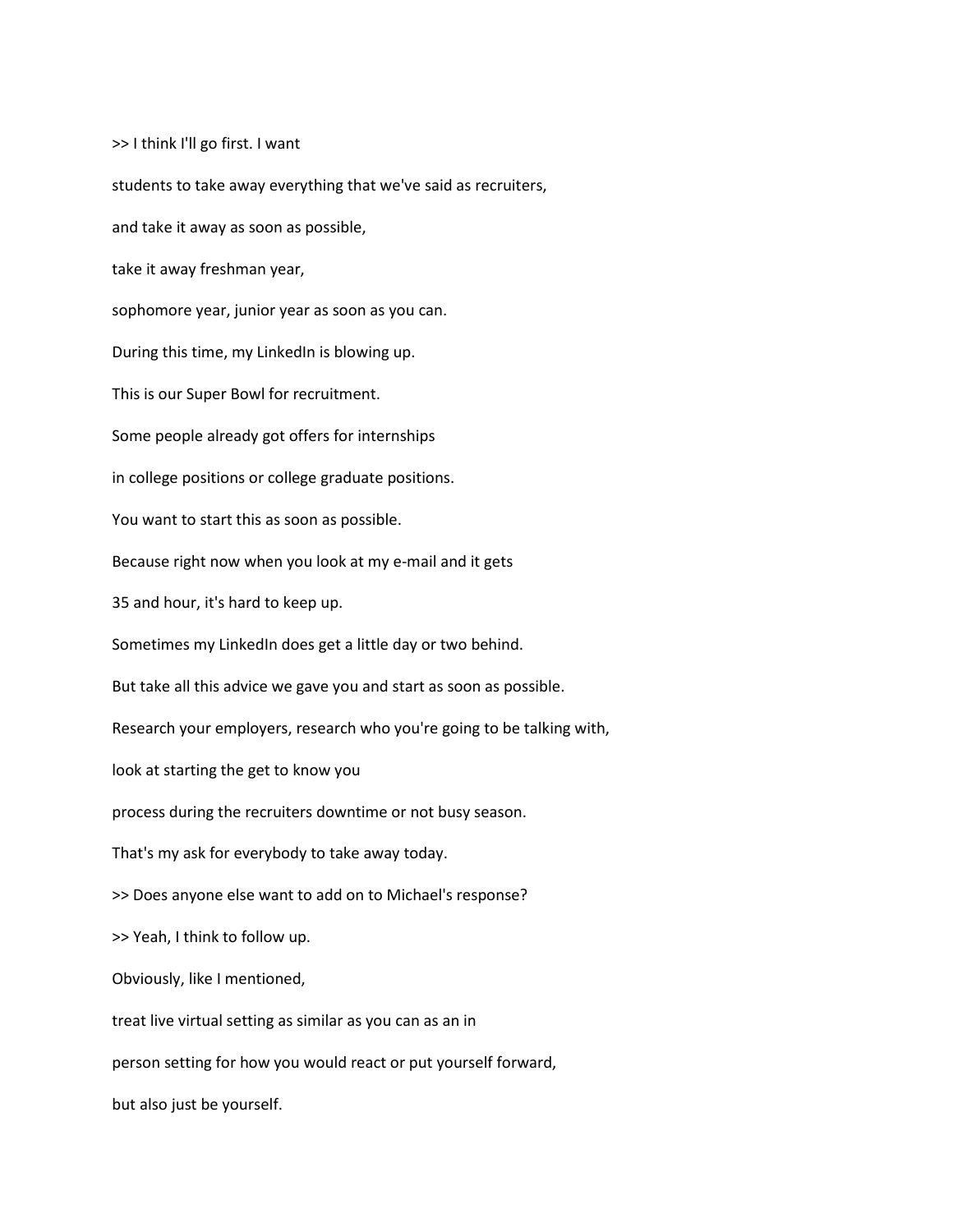>> I think I'll go first. I want

students to take away everything that we've said as recruiters,

and take it away as soon as possible,

take it away freshman year,

sophomore year, junior year as soon as you can.

During this time, my LinkedIn is blowing up.

This is our Super Bowl for recruitment.

Some people already got offers for internships

in college positions or college graduate positions.

You want to start this as soon as possible.

Because right now when you look at my e-mail and it gets

35 and hour, it's hard to keep up.

Sometimes my LinkedIn does get a little day or two behind.

But take all this advice we gave you and start as soon as possible.

Research your employers, research who you're going to be talking with,

look at starting the get to know you

process during the recruiters downtime or not busy season.

That's my ask for everybody to take away today.

>> Does anyone else want to add on to Michael's response?

>> Yeah, I think to follow up.

Obviously, like I mentioned,

treat live virtual setting as similar as you can as an in

person setting for how you would react or put yourself forward,

but also just be yourself.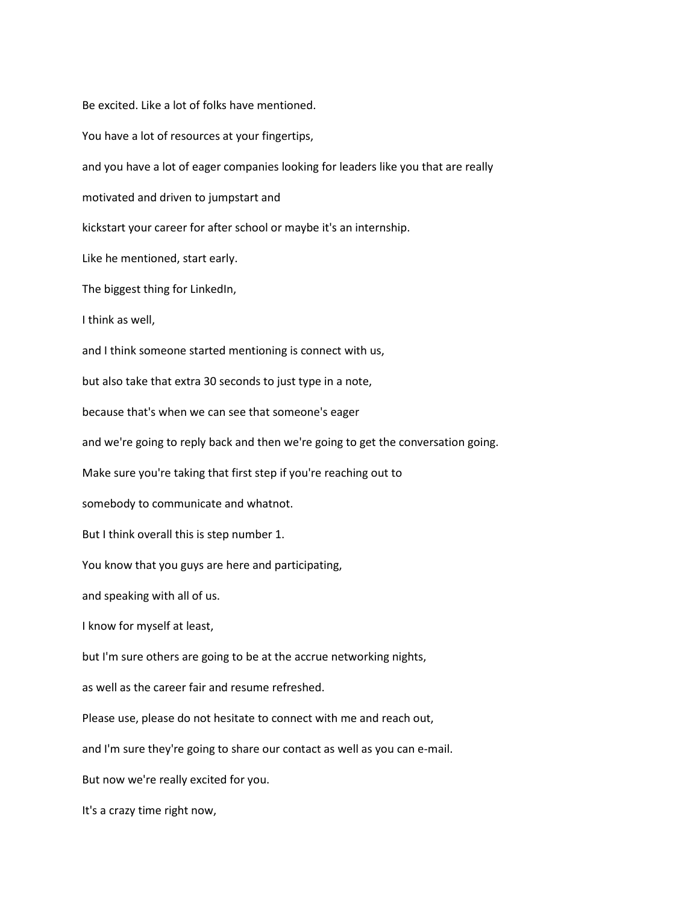Be excited. Like a lot of folks have mentioned.

You have a lot of resources at your fingertips,

and you have a lot of eager companies looking for leaders like you that are really

motivated and driven to jumpstart and

kickstart your career for after school or maybe it's an internship.

Like he mentioned, start early.

The biggest thing for LinkedIn,

I think as well,

and I think someone started mentioning is connect with us,

but also take that extra 30 seconds to just type in a note,

because that's when we can see that someone's eager

and we're going to reply back and then we're going to get the conversation going.

Make sure you're taking that first step if you're reaching out to

somebody to communicate and whatnot.

But I think overall this is step number 1.

You know that you guys are here and participating,

and speaking with all of us.

I know for myself at least,

but I'm sure others are going to be at the accrue networking nights,

as well as the career fair and resume refreshed.

Please use, please do not hesitate to connect with me and reach out,

and I'm sure they're going to share our contact as well as you can e-mail.

But now we're really excited for you.

It's a crazy time right now,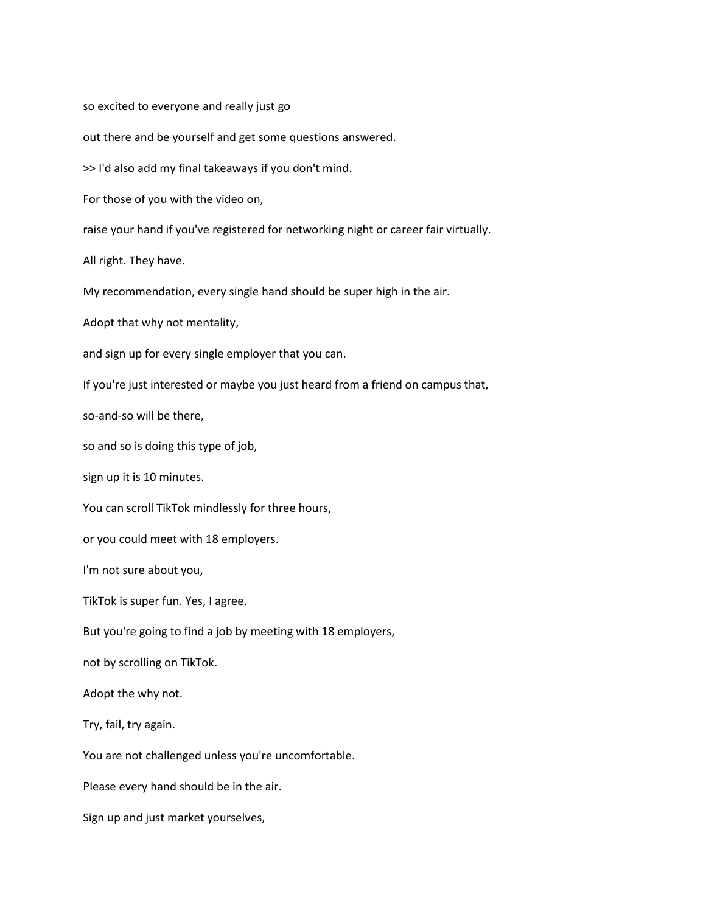so excited to everyone and really just go

out there and be yourself and get some questions answered.

>> I'd also add my final takeaways if you don't mind.

For those of you with the video on,

raise your hand if you've registered for networking night or career fair virtually.

All right. They have.

My recommendation, every single hand should be super high in the air.

Adopt that why not mentality,

and sign up for every single employer that you can.

If you're just interested or maybe you just heard from a friend on campus that,

so-and-so will be there,

so and so is doing this type of job,

sign up it is 10 minutes.

You can scroll TikTok mindlessly for three hours,

or you could meet with 18 employers.

I'm not sure about you,

TikTok is super fun. Yes, I agree.

But you're going to find a job by meeting with 18 employers,

not by scrolling on TikTok.

Adopt the why not.

Try, fail, try again.

You are not challenged unless you're uncomfortable.

Please every hand should be in the air.

Sign up and just market yourselves,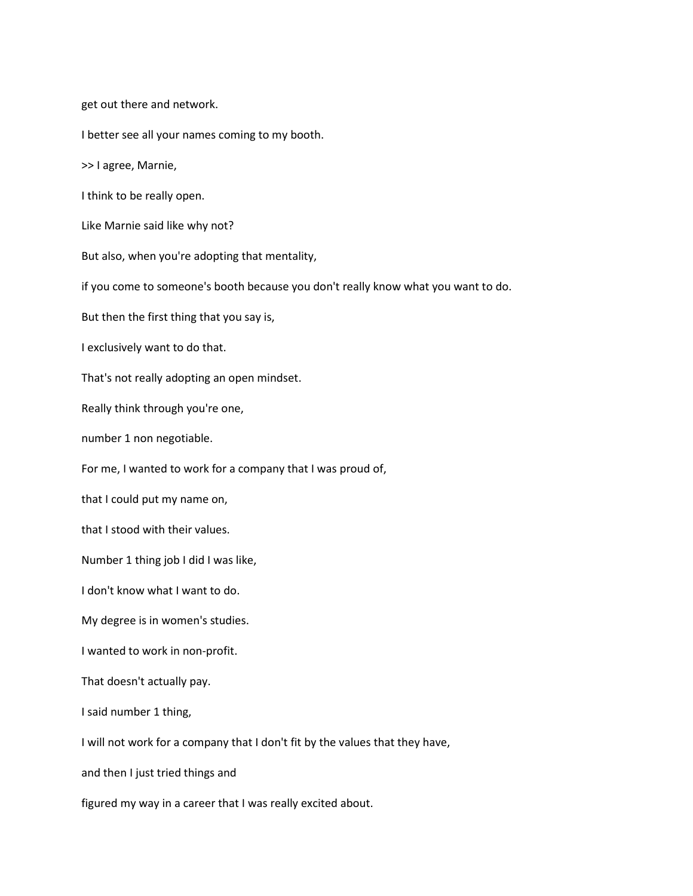get out there and network.

I better see all your names coming to my booth.

>> I agree, Marnie,

I think to be really open.

Like Marnie said like why not?

But also, when you're adopting that mentality,

if you come to someone's booth because you don't really know what you want to do.

But then the first thing that you say is,

I exclusively want to do that.

That's not really adopting an open mindset.

Really think through you're one,

number 1 non negotiable.

For me, I wanted to work for a company that I was proud of,

that I could put my name on,

that I stood with their values.

Number 1 thing job I did I was like,

I don't know what I want to do.

My degree is in women's studies.

I wanted to work in non-profit.

That doesn't actually pay.

I said number 1 thing,

I will not work for a company that I don't fit by the values that they have,

and then I just tried things and

figured my way in a career that I was really excited about.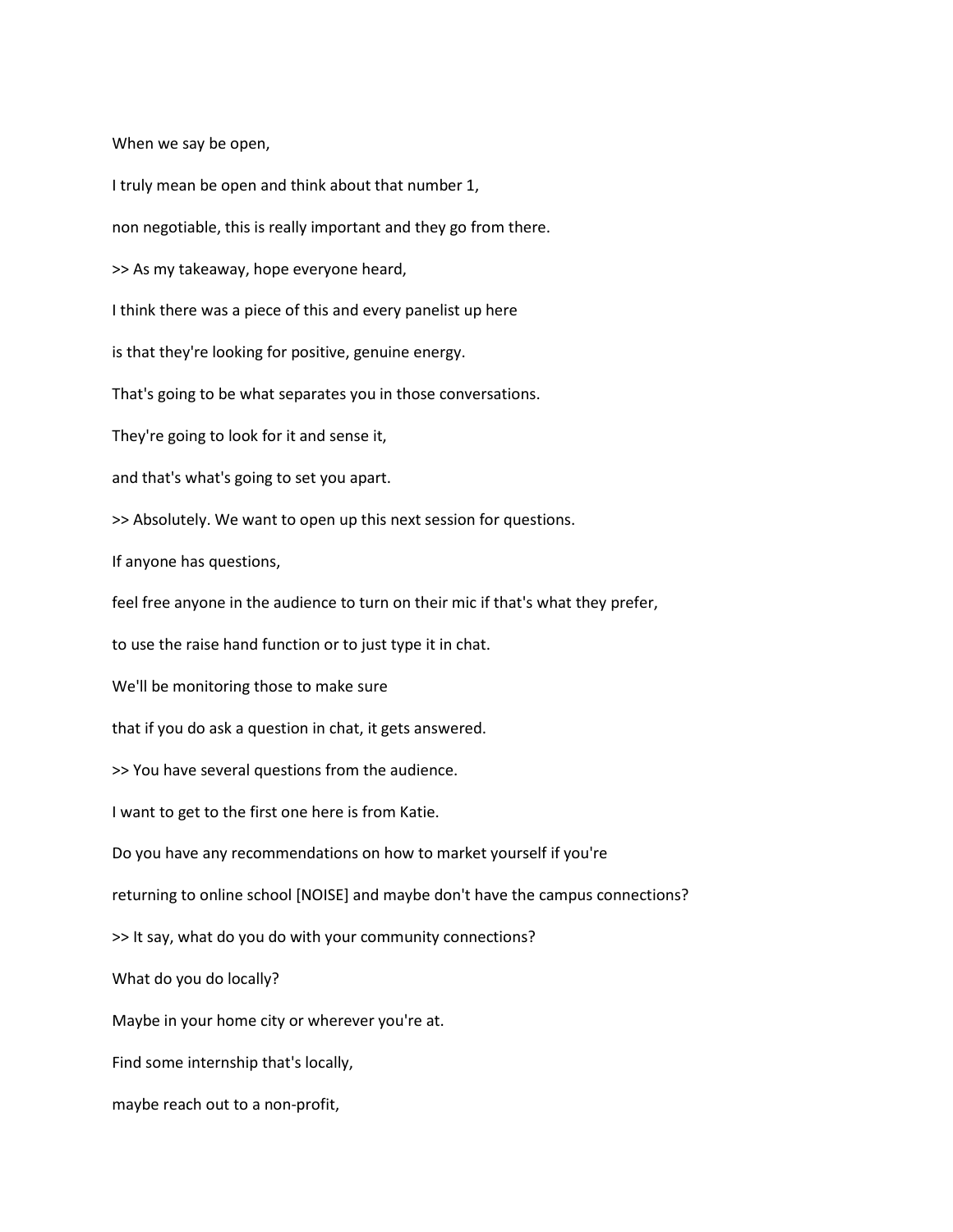When we say be open,

I truly mean be open and think about that number 1,

non negotiable, this is really important and they go from there.

>> As my takeaway, hope everyone heard,

I think there was a piece of this and every panelist up here

is that they're looking for positive, genuine energy.

That's going to be what separates you in those conversations.

They're going to look for it and sense it,

and that's what's going to set you apart.

>> Absolutely. We want to open up this next session for questions.

If anyone has questions,

feel free anyone in the audience to turn on their mic if that's what they prefer,

to use the raise hand function or to just type it in chat.

We'll be monitoring those to make sure

that if you do ask a question in chat, it gets answered.

>> You have several questions from the audience.

I want to get to the first one here is from Katie.

Do you have any recommendations on how to market yourself if you're

returning to online school [NOISE] and maybe don't have the campus connections?

>> It say, what do you do with your community connections?

What do you do locally?

Maybe in your home city or wherever you're at.

Find some internship that's locally,

maybe reach out to a non-profit,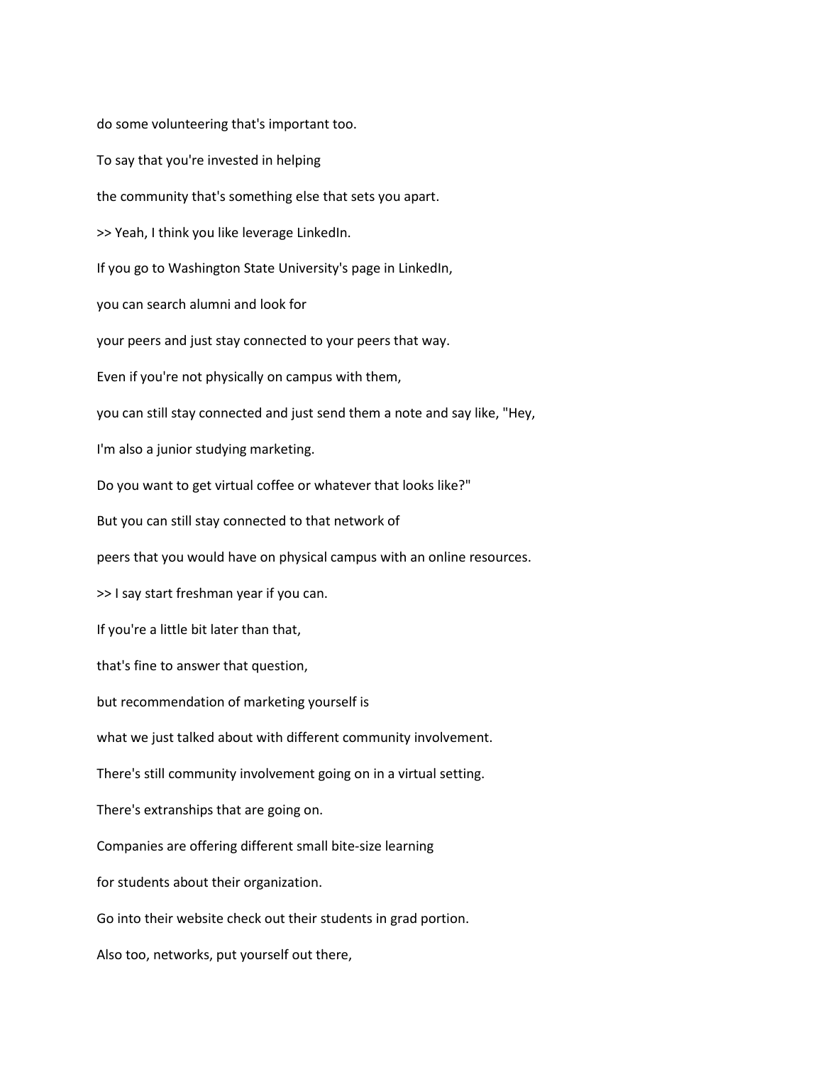do some volunteering that's important too.

To say that you're invested in helping

the community that's something else that sets you apart.

>> Yeah, I think you like leverage LinkedIn.

If you go to Washington State University's page in LinkedIn,

you can search alumni and look for

your peers and just stay connected to your peers that way.

Even if you're not physically on campus with them,

you can still stay connected and just send them a note and say like, "Hey,

I'm also a junior studying marketing.

Do you want to get virtual coffee or whatever that looks like?"

But you can still stay connected to that network of

peers that you would have on physical campus with an online resources.

>> I say start freshman year if you can.

If you're a little bit later than that,

that's fine to answer that question,

but recommendation of marketing yourself is

what we just talked about with different community involvement.

There's still community involvement going on in a virtual setting.

There's extranships that are going on.

Companies are offering different small bite-size learning

for students about their organization.

Go into their website check out their students in grad portion.

Also too, networks, put yourself out there,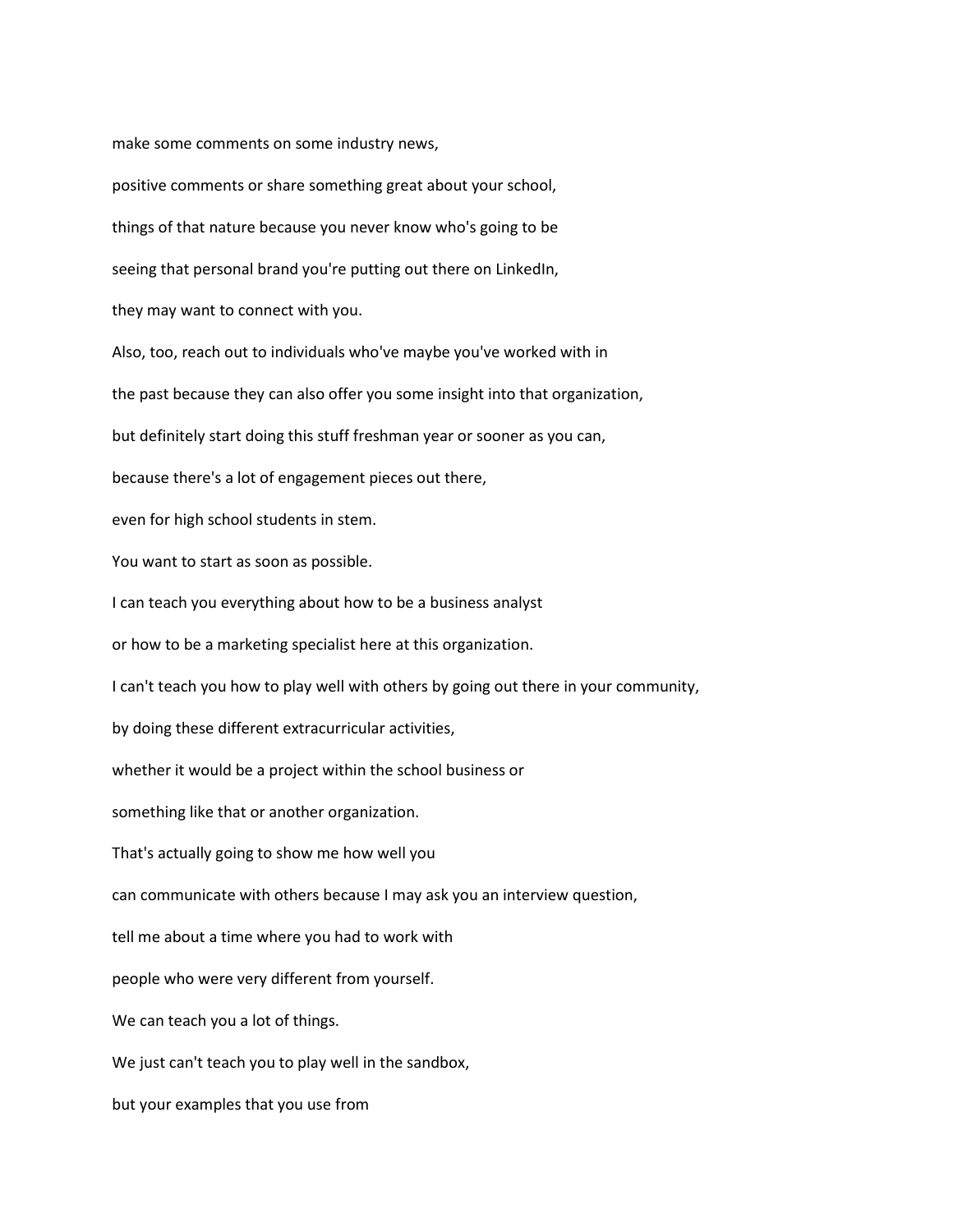make some comments on some industry news,

positive comments or share something great about your school,

things of that nature because you never know who's going to be

seeing that personal brand you're putting out there on LinkedIn,

they may want to connect with you.

Also, too, reach out to individuals who've maybe you've worked with in

the past because they can also offer you some insight into that organization,

but definitely start doing this stuff freshman year or sooner as you can,

because there's a lot of engagement pieces out there,

even for high school students in stem.

You want to start as soon as possible.

I can teach you everything about how to be a business analyst

or how to be a marketing specialist here at this organization.

I can't teach you how to play well with others by going out there in your community,

by doing these different extracurricular activities,

whether it would be a project within the school business or

something like that or another organization.

That's actually going to show me how well you

can communicate with others because I may ask you an interview question,

tell me about a time where you had to work with

people who were very different from yourself.

We can teach you a lot of things.

We just can't teach you to play well in the sandbox,

but your examples that you use from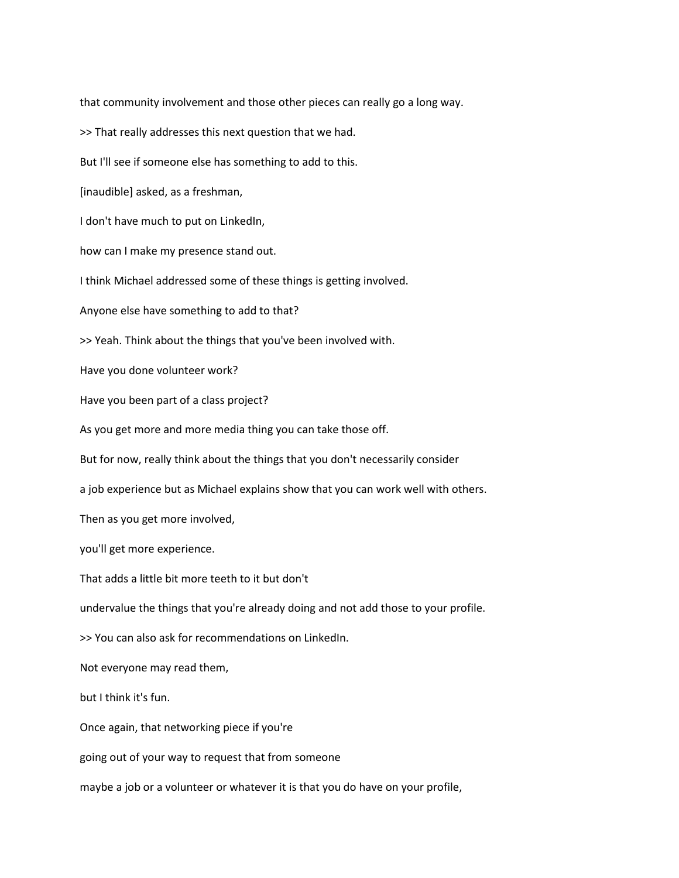that community involvement and those other pieces can really go a long way.

>> That really addresses this next question that we had.

But I'll see if someone else has something to add to this.

[inaudible] asked, as a freshman,

I don't have much to put on LinkedIn,

how can I make my presence stand out.

I think Michael addressed some of these things is getting involved.

Anyone else have something to add to that?

>> Yeah. Think about the things that you've been involved with.

Have you done volunteer work?

Have you been part of a class project?

As you get more and more media thing you can take those off.

But for now, really think about the things that you don't necessarily consider

a job experience but as Michael explains show that you can work well with others.

Then as you get more involved,

you'll get more experience.

That adds a little bit more teeth to it but don't

undervalue the things that you're already doing and not add those to your profile.

>> You can also ask for recommendations on LinkedIn.

Not everyone may read them,

but I think it's fun.

Once again, that networking piece if you're

going out of your way to request that from someone

maybe a job or a volunteer or whatever it is that you do have on your profile,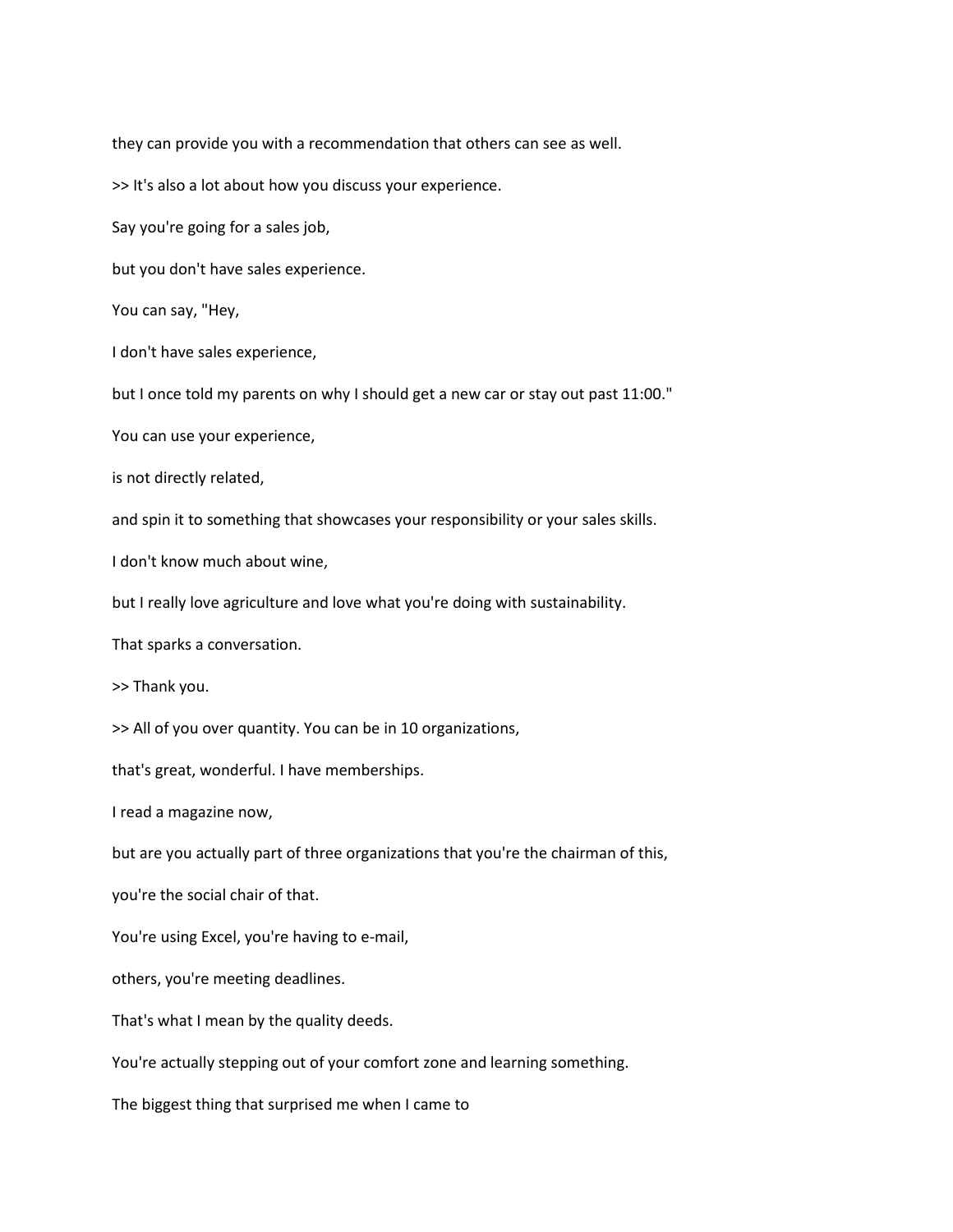they can provide you with a recommendation that others can see as well.

>> It's also a lot about how you discuss your experience.

Say you're going for a sales job,

but you don't have sales experience.

You can say, "Hey,

I don't have sales experience,

but I once told my parents on why I should get a new car or stay out past 11:00."

You can use your experience,

is not directly related,

and spin it to something that showcases your responsibility or your sales skills.

I don't know much about wine,

but I really love agriculture and love what you're doing with sustainability.

That sparks a conversation.

>> Thank you.

>> All of you over quantity. You can be in 10 organizations,

that's great, wonderful. I have memberships.

I read a magazine now,

but are you actually part of three organizations that you're the chairman of this,

you're the social chair of that.

You're using Excel, you're having to e-mail,

others, you're meeting deadlines.

That's what I mean by the quality deeds.

You're actually stepping out of your comfort zone and learning something.

The biggest thing that surprised me when I came to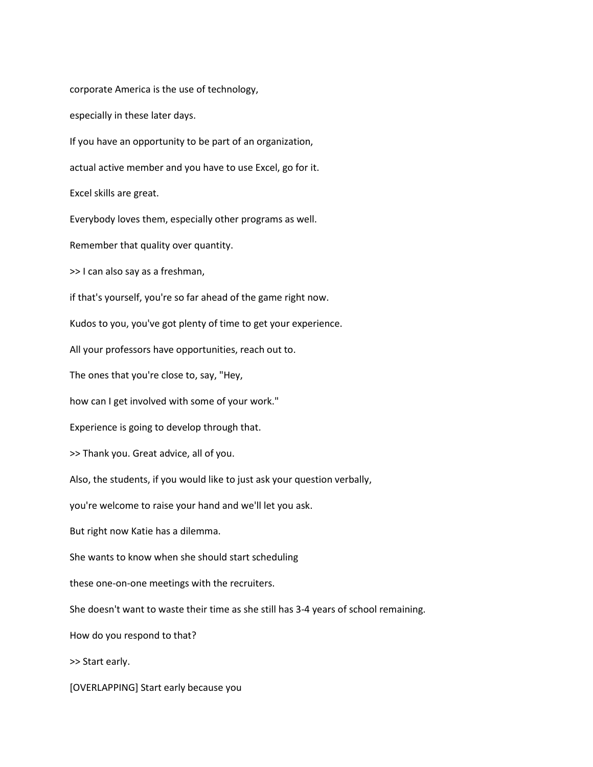corporate America is the use of technology,

especially in these later days.

If you have an opportunity to be part of an organization,

actual active member and you have to use Excel, go for it.

Excel skills are great.

Everybody loves them, especially other programs as well.

Remember that quality over quantity.

>> I can also say as a freshman,

if that's yourself, you're so far ahead of the game right now.

Kudos to you, you've got plenty of time to get your experience.

All your professors have opportunities, reach out to.

The ones that you're close to, say, "Hey,

how can I get involved with some of your work."

Experience is going to develop through that.

>> Thank you. Great advice, all of you.

Also, the students, if you would like to just ask your question verbally,

you're welcome to raise your hand and we'll let you ask.

But right now Katie has a dilemma.

She wants to know when she should start scheduling

these one-on-one meetings with the recruiters.

She doesn't want to waste their time as she still has 3-4 years of school remaining.

How do you respond to that?

>> Start early.

[OVERLAPPING] Start early because you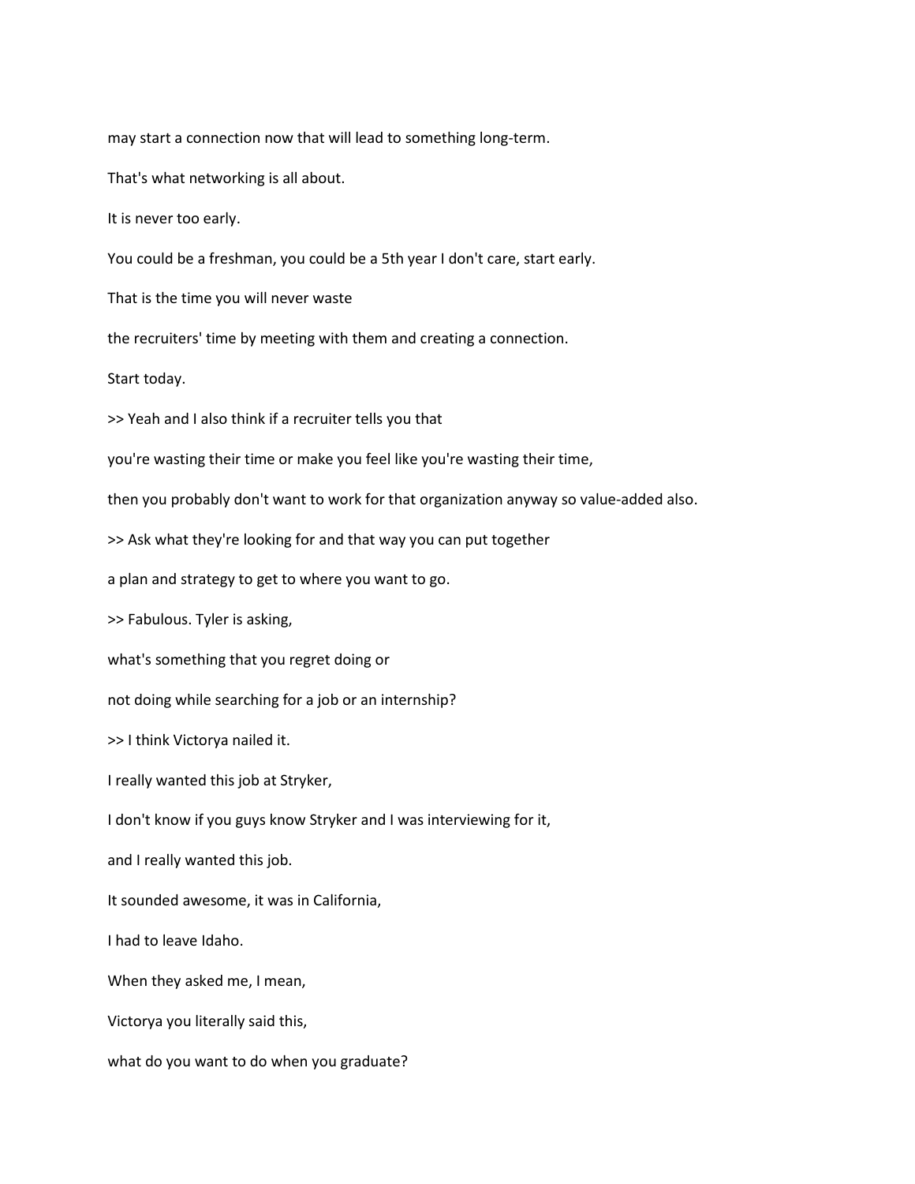may start a connection now that will lead to something long-term.

That's what networking is all about.

It is never too early.

You could be a freshman, you could be a 5th year I don't care, start early.

That is the time you will never waste

the recruiters' time by meeting with them and creating a connection.

Start today.

>> Yeah and I also think if a recruiter tells you that

you're wasting their time or make you feel like you're wasting their time,

then you probably don't want to work for that organization anyway so value-added also.

>> Ask what they're looking for and that way you can put together

a plan and strategy to get to where you want to go.

>> Fabulous. Tyler is asking,

what's something that you regret doing or

not doing while searching for a job or an internship?

>> I think Victorya nailed it.

I really wanted this job at Stryker,

I don't know if you guys know Stryker and I was interviewing for it,

and I really wanted this job.

It sounded awesome, it was in California,

I had to leave Idaho.

When they asked me, I mean,

Victorya you literally said this,

what do you want to do when you graduate?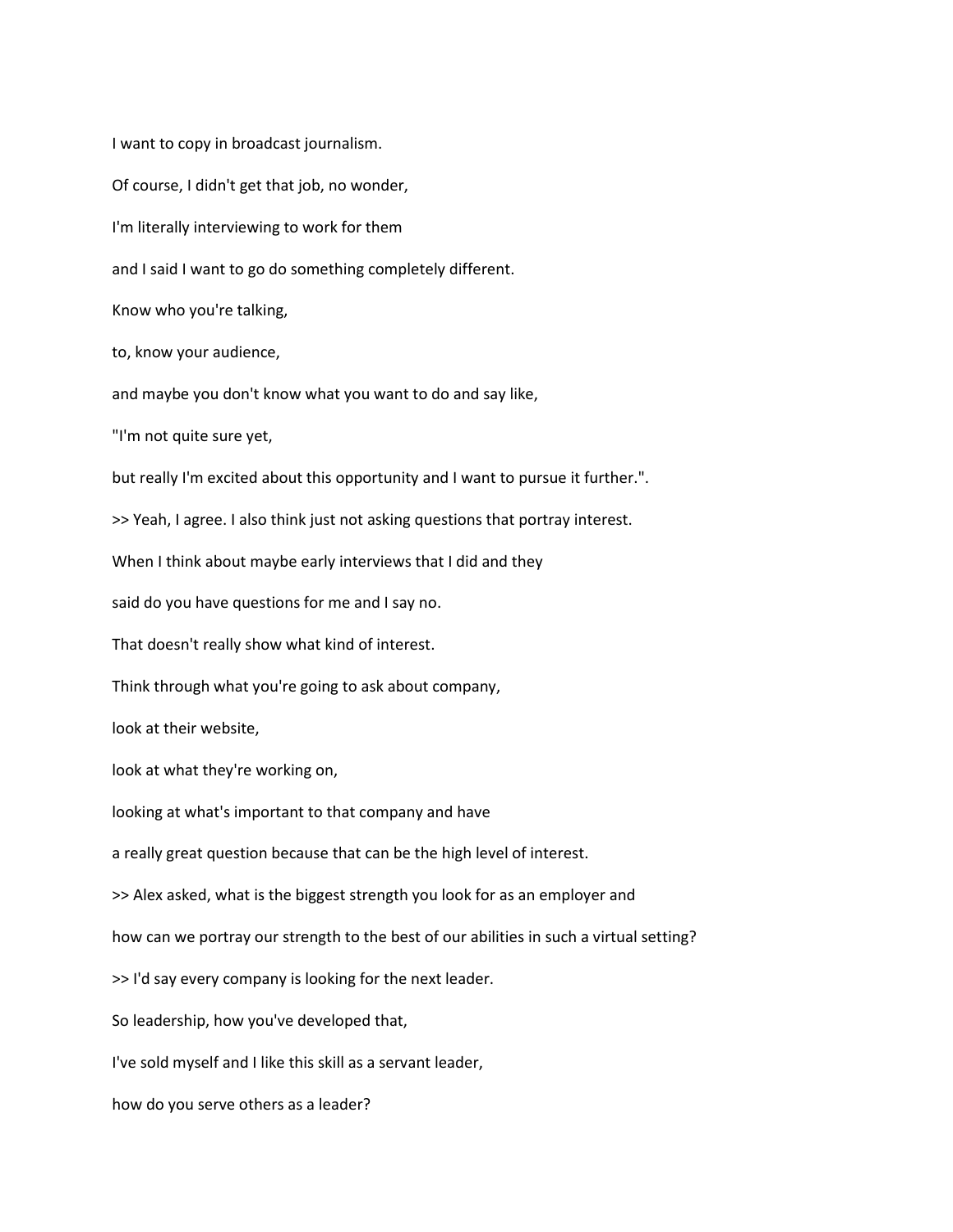I want to copy in broadcast journalism.

Of course, I didn't get that job, no wonder,

I'm literally interviewing to work for them

and I said I want to go do something completely different.

Know who you're talking,

to, know your audience,

and maybe you don't know what you want to do and say like,

"I'm not quite sure yet,

but really I'm excited about this opportunity and I want to pursue it further.".

>> Yeah, I agree. I also think just not asking questions that portray interest.

When I think about maybe early interviews that I did and they

said do you have questions for me and I say no.

That doesn't really show what kind of interest.

Think through what you're going to ask about company,

look at their website,

look at what they're working on,

looking at what's important to that company and have

a really great question because that can be the high level of interest.

>> Alex asked, what is the biggest strength you look for as an employer and

how can we portray our strength to the best of our abilities in such a virtual setting?

>> I'd say every company is looking for the next leader.

So leadership, how you've developed that,

I've sold myself and I like this skill as a servant leader,

how do you serve others as a leader?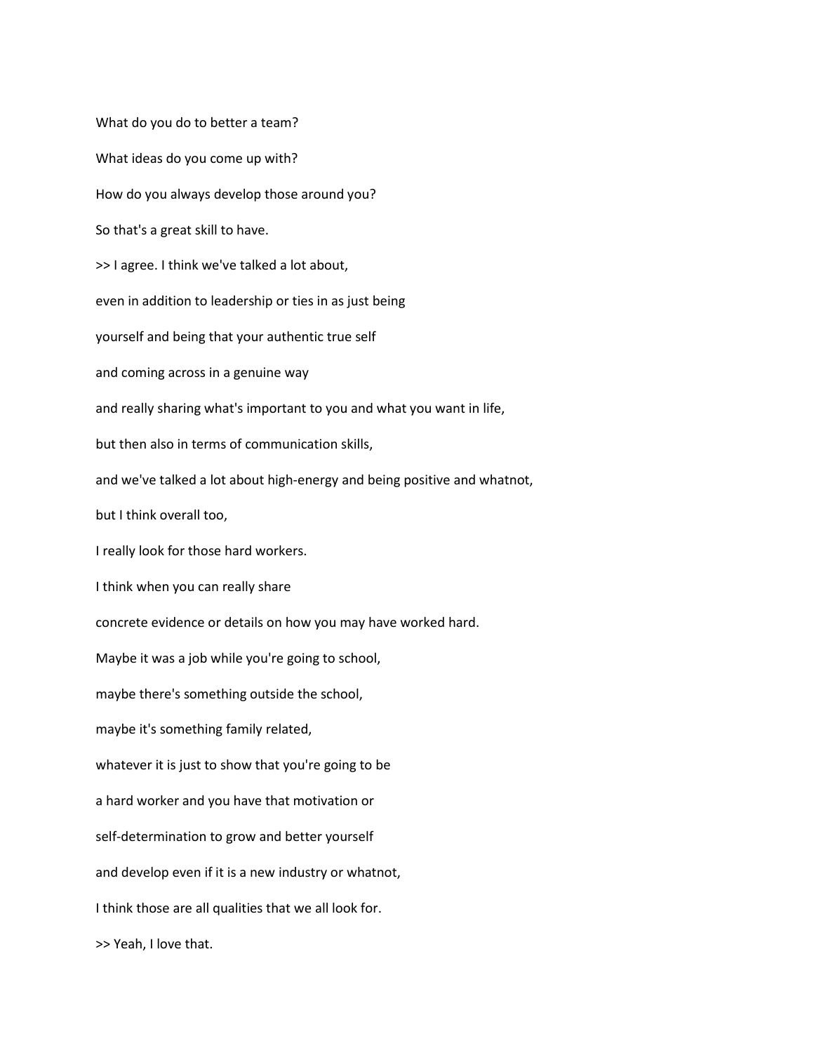What do you do to better a team?

What ideas do you come up with?

How do you always develop those around you?

So that's a great skill to have.

>> I agree. I think we've talked a lot about,

even in addition to leadership or ties in as just being

yourself and being that your authentic true self

and coming across in a genuine way

and really sharing what's important to you and what you want in life,

but then also in terms of communication skills,

and we've talked a lot about high-energy and being positive and whatnot,

but I think overall too,

I really look for those hard workers.

I think when you can really share

concrete evidence or details on how you may have worked hard.

Maybe it was a job while you're going to school,

maybe there's something outside the school,

maybe it's something family related,

whatever it is just to show that you're going to be

a hard worker and you have that motivation or

self-determination to grow and better yourself

and develop even if it is a new industry or whatnot,

I think those are all qualities that we all look for.

>> Yeah, I love that.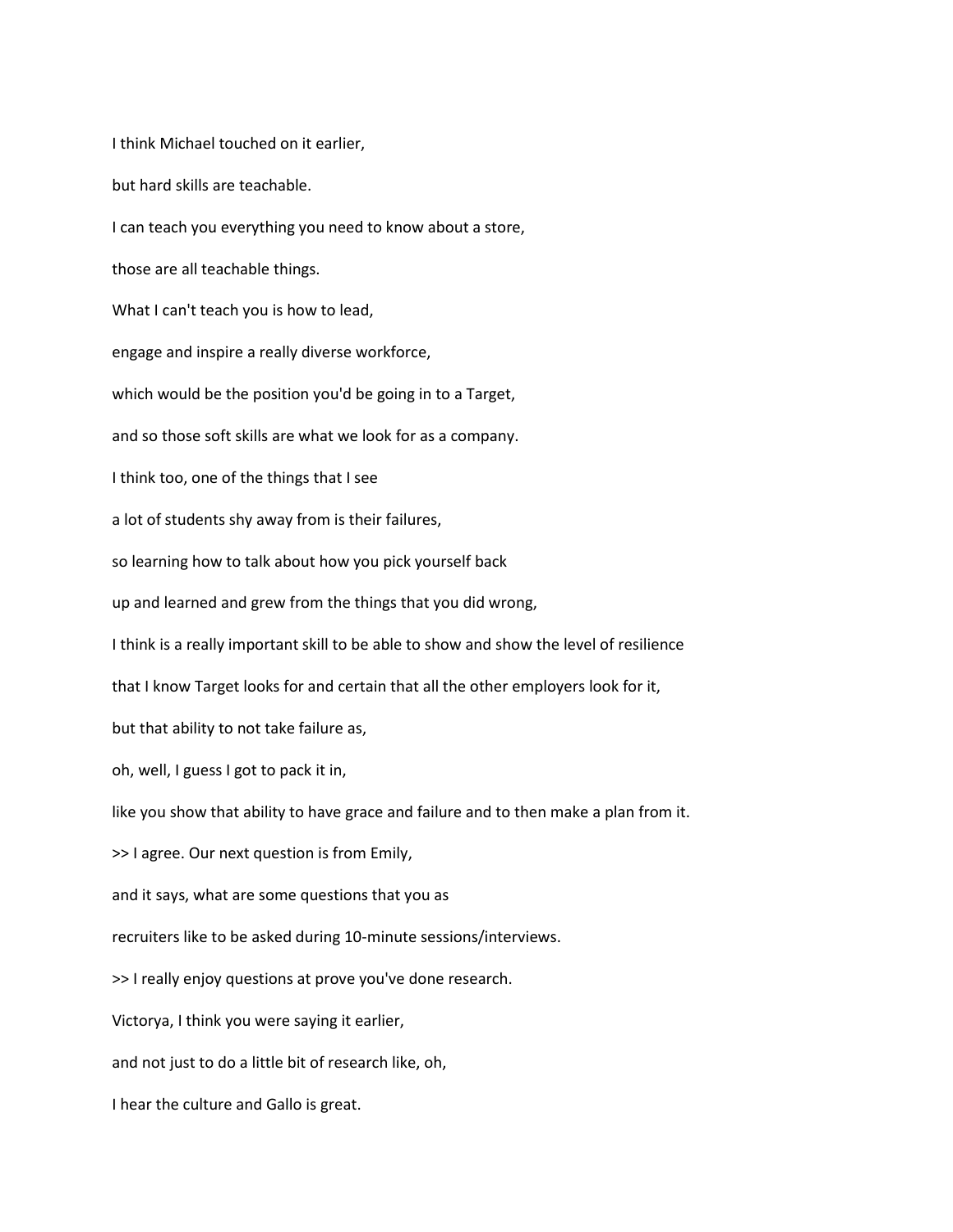I think Michael touched on it earlier,

but hard skills are teachable.

I can teach you everything you need to know about a store,

those are all teachable things.

What I can't teach you is how to lead,

engage and inspire a really diverse workforce,

which would be the position you'd be going in to a Target,

and so those soft skills are what we look for as a company.

I think too, one of the things that I see

a lot of students shy away from is their failures,

so learning how to talk about how you pick yourself back

up and learned and grew from the things that you did wrong,

I think is a really important skill to be able to show and show the level of resilience

that I know Target looks for and certain that all the other employers look for it,

but that ability to not take failure as,

oh, well, I guess I got to pack it in,

like you show that ability to have grace and failure and to then make a plan from it.

>> I agree. Our next question is from Emily,

and it says, what are some questions that you as

recruiters like to be asked during 10-minute sessions/interviews.

>> I really enjoy questions at prove you've done research.

Victorya, I think you were saying it earlier,

and not just to do a little bit of research like, oh,

I hear the culture and Gallo is great.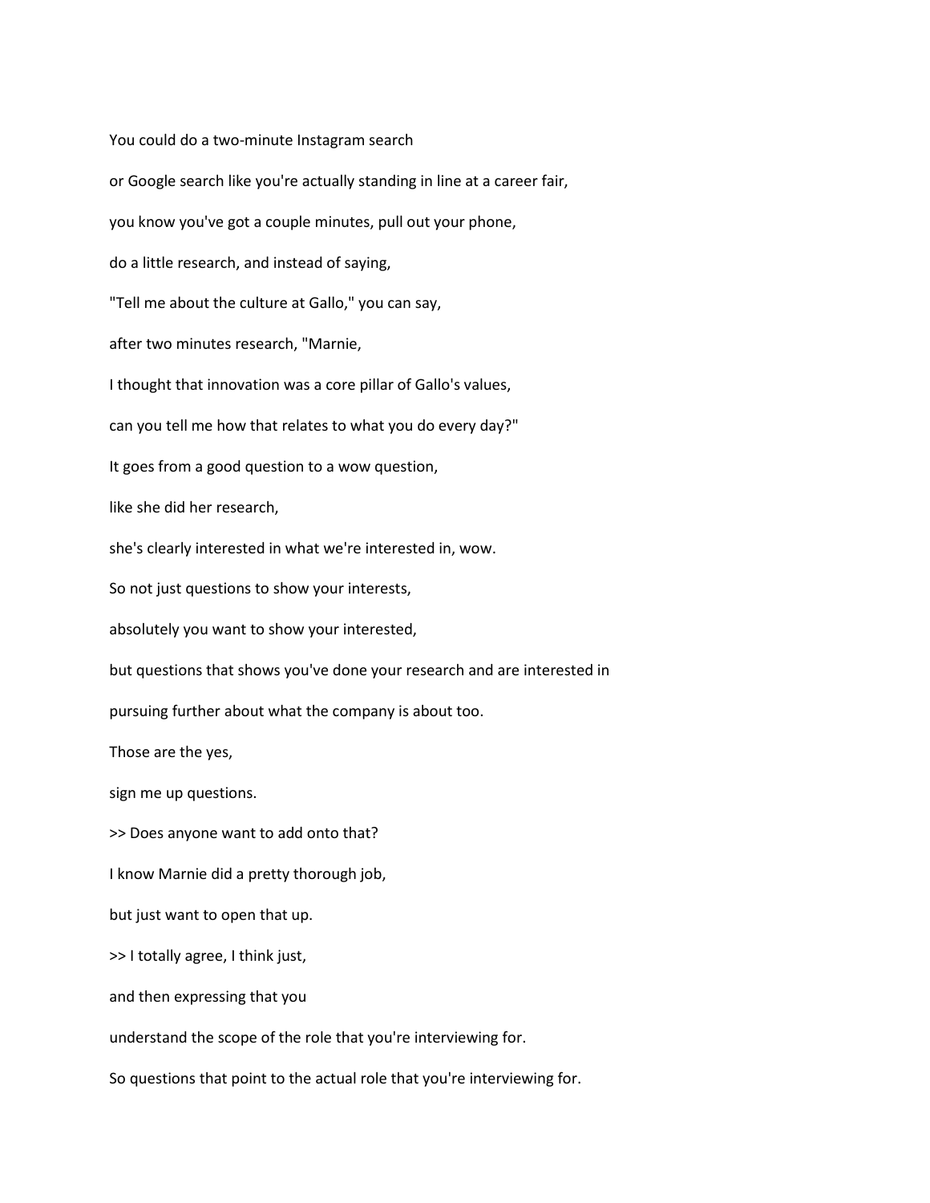You could do a two-minute Instagram search

or Google search like you're actually standing in line at a career fair,

you know you've got a couple minutes, pull out your phone,

do a little research, and instead of saying,

"Tell me about the culture at Gallo," you can say,

after two minutes research, "Marnie,

I thought that innovation was a core pillar of Gallo's values,

can you tell me how that relates to what you do every day?"

It goes from a good question to a wow question,

like she did her research,

she's clearly interested in what we're interested in, wow.

So not just questions to show your interests,

absolutely you want to show your interested,

but questions that shows you've done your research and are interested in

pursuing further about what the company is about too.

Those are the yes,

sign me up questions.

>> Does anyone want to add onto that?

I know Marnie did a pretty thorough job,

but just want to open that up.

>> I totally agree, I think just,

and then expressing that you

understand the scope of the role that you're interviewing for.

So questions that point to the actual role that you're interviewing for.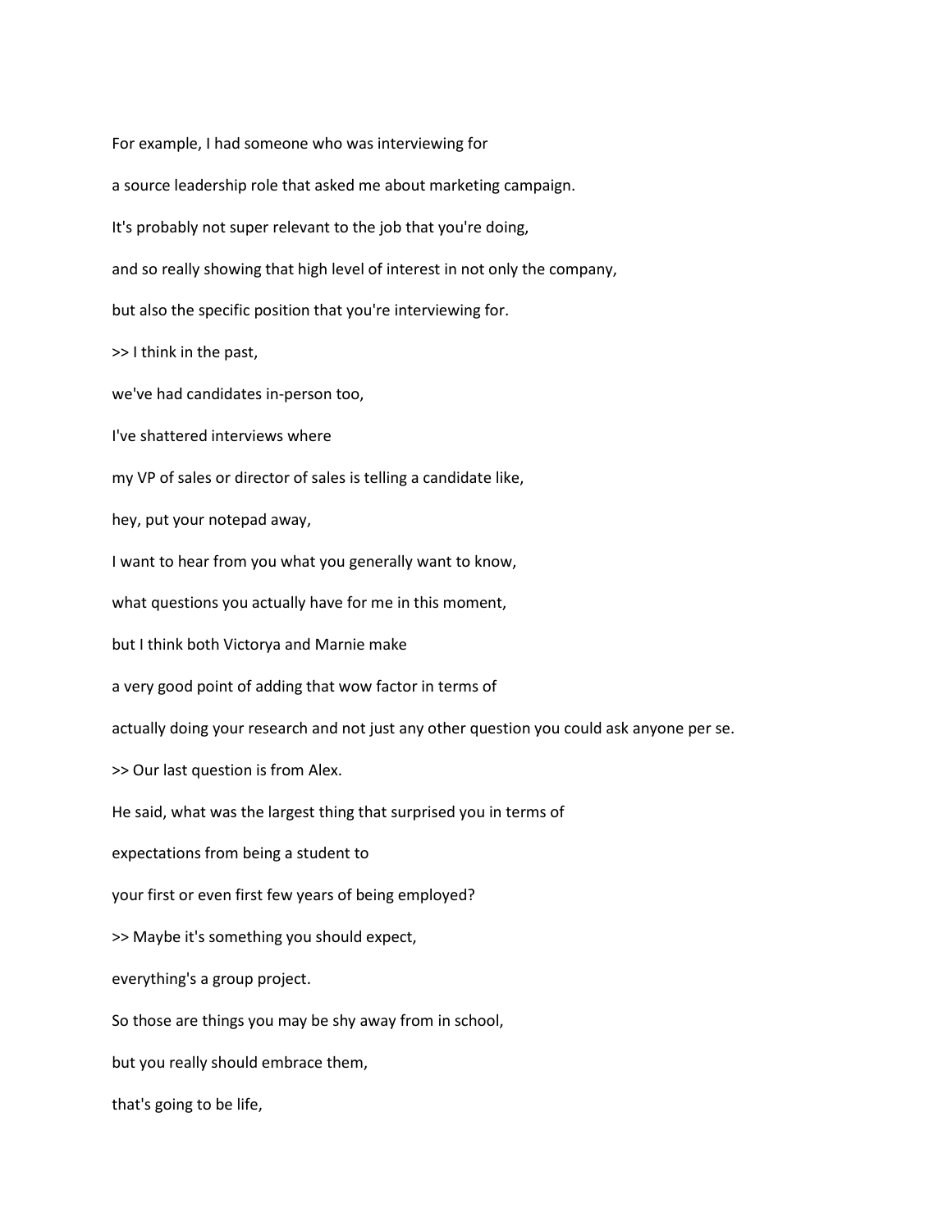For example, I had someone who was interviewing for

a source leadership role that asked me about marketing campaign.

It's probably not super relevant to the job that you're doing,

and so really showing that high level of interest in not only the company,

but also the specific position that you're interviewing for.

>> I think in the past,

we've had candidates in-person too,

I've shattered interviews where

my VP of sales or director of sales is telling a candidate like,

hey, put your notepad away,

I want to hear from you what you generally want to know,

what questions you actually have for me in this moment,

but I think both Victorya and Marnie make

a very good point of adding that wow factor in terms of

actually doing your research and not just any other question you could ask anyone per se.

>> Our last question is from Alex.

He said, what was the largest thing that surprised you in terms of

expectations from being a student to

your first or even first few years of being employed?

>> Maybe it's something you should expect,

everything's a group project.

So those are things you may be shy away from in school,

but you really should embrace them,

that's going to be life,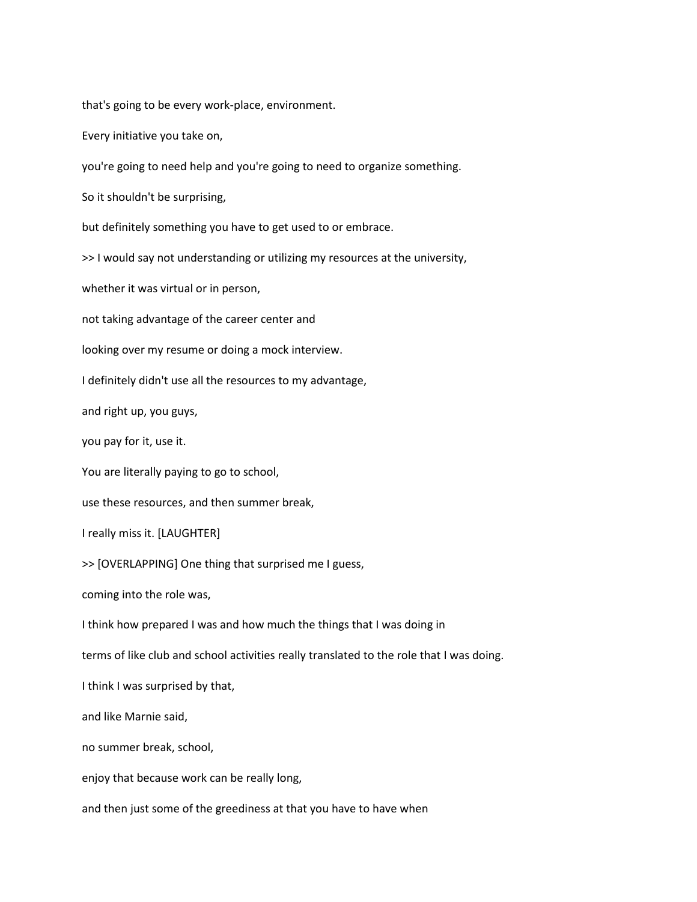that's going to be every work-place, environment.

Every initiative you take on,

you're going to need help and you're going to need to organize something.

So it shouldn't be surprising,

but definitely something you have to get used to or embrace.

>> I would say not understanding or utilizing my resources at the university,

whether it was virtual or in person,

not taking advantage of the career center and

looking over my resume or doing a mock interview.

I definitely didn't use all the resources to my advantage,

and right up, you guys,

you pay for it, use it.

You are literally paying to go to school,

use these resources, and then summer break,

I really miss it. [LAUGHTER]

>> [OVERLAPPING] One thing that surprised me I guess,

coming into the role was,

I think how prepared I was and how much the things that I was doing in

terms of like club and school activities really translated to the role that I was doing.

I think I was surprised by that,

and like Marnie said,

no summer break, school,

enjoy that because work can be really long,

and then just some of the greediness at that you have to have when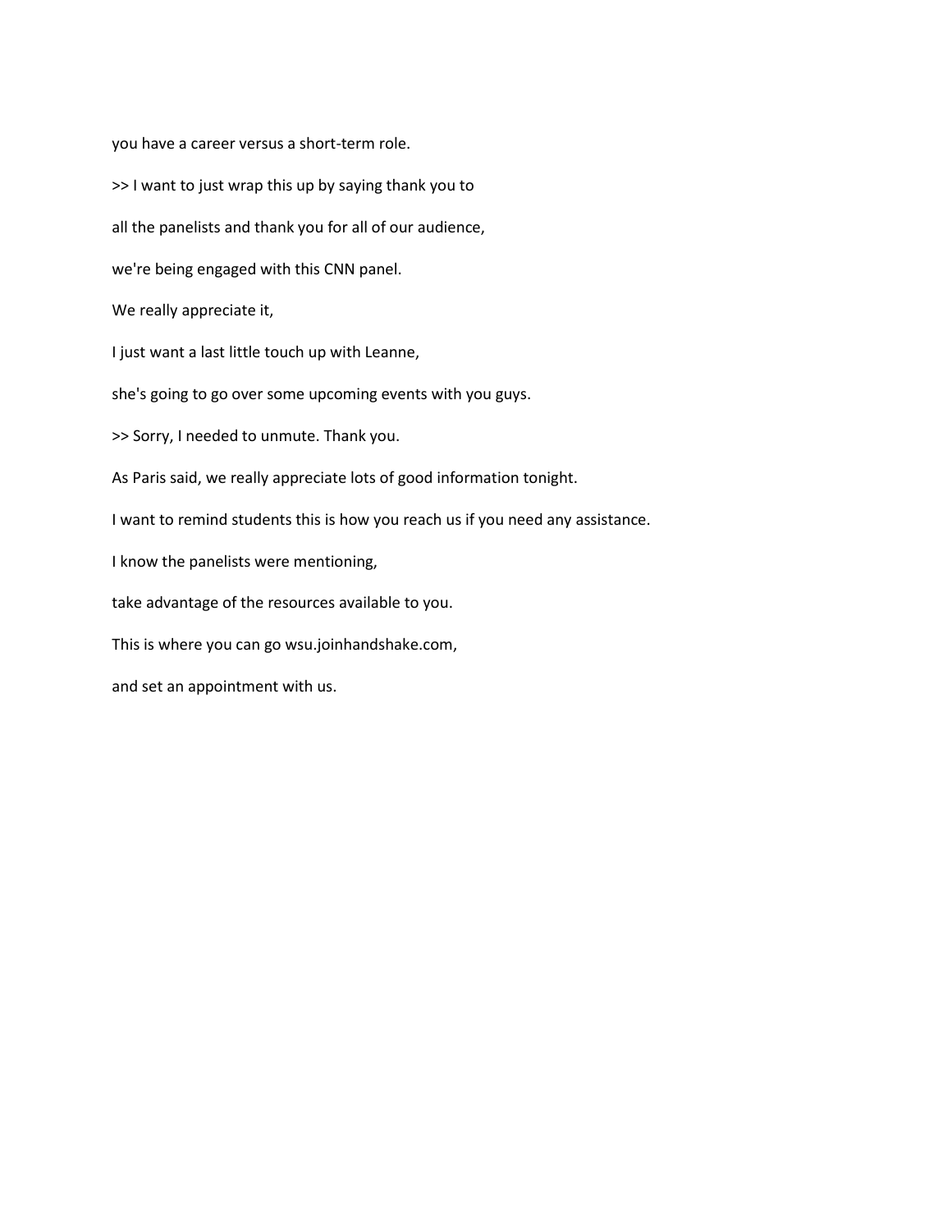you have a career versus a short-term role.

>> I want to just wrap this up by saying thank you to

all the panelists and thank you for all of our audience,

we're being engaged with this CNN panel.

We really appreciate it,

I just want a last little touch up with Leanne,

she's going to go over some upcoming events with you guys.

>> Sorry, I needed to unmute. Thank you.

As Paris said, we really appreciate lots of good information tonight.

I want to remind students this is how you reach us if you need any assistance.

I know the panelists were mentioning,

take advantage of the resources available to you.

This is where you can go wsu.joinhandshake.com,

and set an appointment with us.